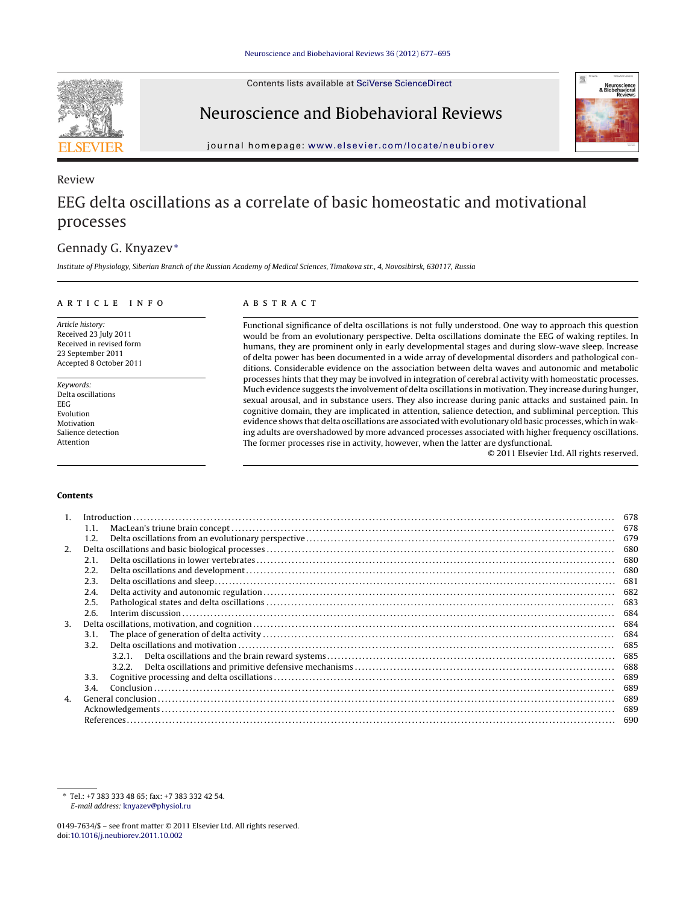Contents lists available at SciVerse ScienceDirect

# Neuroscience and Biobehavioral Reviews

journal homepage: www.elsevier.com/locate/neubiorev

Review

# EEG delta oscillations as a correlate of basic homeostatic and motivational processes

Gennady G. Knyazev*

*Institute of Physiology, Siberian Branch of the Russian Academy of Medical Sciences, Timakova str., 4, Novosibirsk, 630117, Russia*

## ARTICLE INFO

*Article history:*
Received 23 July 2011
Received in revised form
23 September 2011
Accepted 8 October 2011

*Keywords:*
Delta oscillations
EEG
Evolution
Motivation
Salience detection
Attention

## ABSTRACT

Functional significance of delta oscillations is not fully understood. One way to approach this question would be from an evolutionary perspective. Delta oscillations dominate the EEG of waking reptiles. In humans, they are prominent only in early developmental stages and during slow-wave sleep. Increase of delta power has been documented in a wide array of developmental disorders and pathological conditions. Considerable evidence on the association between delta waves and autonomic and metabolic processes hints that they may be involved in integration of cerebral activity with homeostatic processes. Much evidence suggests the involvement of delta oscillations in motivation. They increase during hunger, sexual arousal, and in substance users. They also increase during panic attacks and sustained pain. In cognitive domain, they are implicated in attention, salience detection, and subliminal perception. This evidence shows that delta oscillations are associated with evolutionary old basic processes, which in waking adults are overshadowed by more advanced processes associated with higher frequency oscillations. The former processes rise in activity, however, when the latter are dysfunctional.

© 2011 Elsevier Ltd. All rights reserved.

**Contents**

1. Introduction ........ 678
   - 1.1. MacLean's triune brain concept ........ 678
   - 1.2. Delta oscillations from an evolutionary perspective ........ 679
2. Delta oscillations and basic biological processes ........ 680
   - 2.1. Delta oscillations in lower vertebrates ........ 680
   - 2.2. Delta oscillations and development ........ 680
   - 2.3. Delta oscillations and sleep ........ 681
   - 2.4. Delta activity and autonomic regulation ........ 682
   - 2.5. Pathological states and delta oscillations ........ 683
   - 2.6. Interim discussion ........ 684
3. Delta oscillations, motivation, and cognition ........ 684
   - 3.1. The place of generation of delta activity ........ 684
   - 3.2. Delta oscillations and motivation ........ 685
     - 3.2.1. Delta oscillations and the brain reward systems ........ 685
     - 3.2.2. Delta oscillations and primitive defensive mechanisms ........ 688
   - 3.3. Cognitive processing and delta oscillations ........ 689
   - 3.4. Conclusion ........ 689
4. General conclusion ........ 689

Acknowledgements ........ 689

References ........ 690

---

* Tel.: +7 383 333 48 65; fax: +7 383 332 42 54.
*E-mail address:* knyazev@physiol.ru

0149-7634/$ – see front matter © 2011 Elsevier Ltd. All rights reserved.
doi:10.1016/j.neubiorev.2011.10.002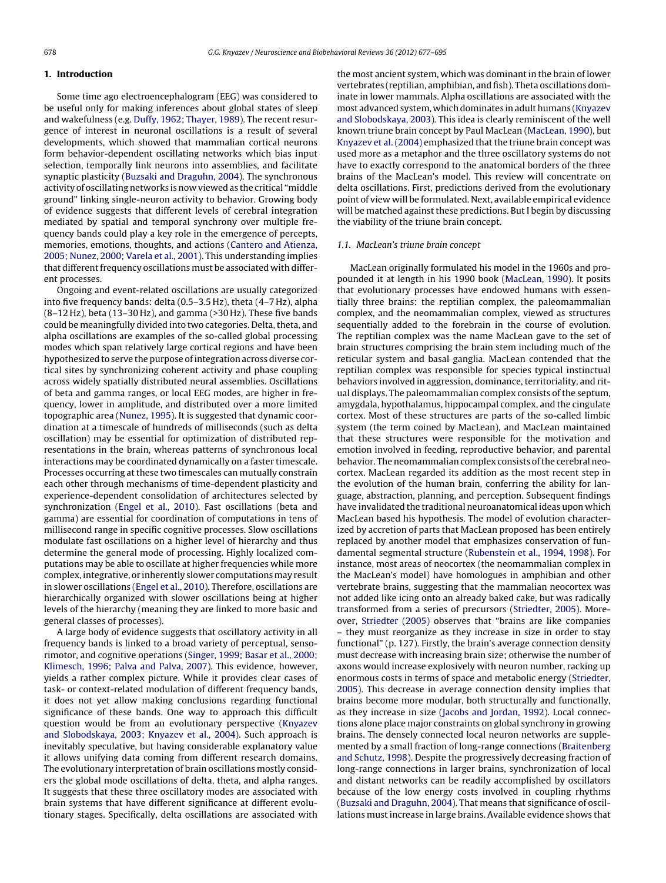## 1. Introduction

Some time ago electroencephalogram (EEG) was considered to be useful only for making inferences about global states of sleep and wakefulness (e.g. Duffy, 1962; Thayer, 1989). The recent resurgence of interest in neuronal oscillations is a result of several developments, which showed that mammalian cortical neurons form behavior-dependent oscillating networks which bias input selection, temporally link neurons into assemblies, and facilitate synaptic plasticity (Buzsaki and Draguhn, 2004). The synchronous activity of oscillating networks is now viewed as the critical "middle ground" linking single-neuron activity to behavior. Growing body of evidence suggests that different levels of cerebral integration mediated by spatial and temporal synchrony over multiple frequency bands could play a key role in the emergence of percepts, memories, emotions, thoughts, and actions (Cantero and Atienza, 2005; Nunez, 2000; Varela et al., 2001). This understanding implies that different frequency oscillations must be associated with different processes.

Ongoing and event-related oscillations are usually categorized into five frequency bands: delta (0.5–3.5 Hz), theta (4–7 Hz), alpha (8–12 Hz), beta (13–30 Hz), and gamma (>30 Hz). These five bands could be meaningfully divided into two categories. Delta, theta, and alpha oscillations are examples of the so-called global processing modes which span relatively large cortical regions and have been hypothesized to serve the purpose of integration across diverse cortical sites by synchronizing coherent activity and phase coupling across widely spatially distributed neural assemblies. Oscillations of beta and gamma ranges, or local EEG modes, are higher in frequency, lower in amplitude, and distributed over a more limited topographic area (Nunez, 1995). It is suggested that dynamic coordination at a timescale of hundreds of milliseconds (such as delta oscillation) may be essential for optimization of distributed representations in the brain, whereas patterns of synchronous local interactions may be coordinated dynamically on a faster timescale. Processes occurring at these two timescales can mutually constrain each other through mechanisms of time-dependent plasticity and experience-dependent consolidation of architectures selected by synchronization (Engel et al., 2010). Fast oscillations (beta and gamma) are essential for coordination of computations in tens of millisecond range in specific cognitive processes. Slow oscillations modulate fast oscillations on a higher level of hierarchy and thus determine the general mode of processing. Highly localized computations may be able to oscillate at higher frequencies while more complex, integrative, or inherently slower computations may result in slower oscillations (Engel et al., 2010). Therefore, oscillations are hierarchically organized with slower oscillations being at higher levels of the hierarchy (meaning they are linked to more basic and general classes of processes).

A large body of evidence suggests that oscillatory activity in all frequency bands is linked to a broad variety of perceptual, sensorimotor, and cognitive operations (Singer, 1999; Basar et al., 2000; Klimesch, 1996; Palva and Palva, 2007). This evidence, however, yields a rather complex picture. While it provides clear cases of task- or context-related modulation of different frequency bands, it does not yet allow making conclusions regarding functional significance of these bands. One way to approach this difficult question would be from an evolutionary perspective (Knyazev and Slobodskaya, 2003; Knyazev et al., 2004). Such approach is inevitably speculative, but having considerable explanatory value it allows unifying data coming from different research domains. The evolutionary interpretation of brain oscillations mostly considers the global mode oscillations of delta, theta, and alpha ranges. It suggests that these three oscillatory modes are associated with brain systems that have different significance at different evolutionary stages. Specifically, delta oscillations are associated with the most ancient system, which was dominant in the brain of lower vertebrates (reptilian, amphibian, and fish). Theta oscillations dominate in lower mammals. Alpha oscillations are associated with the most advanced system, which dominates in adult humans (Knyazev and Slobodskaya, 2003). This idea is clearly reminiscent of the well known triune brain concept by Paul MacLean (MacLean, 1990), but Knyazev et al. (2004) emphasized that the triune brain concept was used more as a metaphor and the three oscillatory systems do not have to exactly correspond to the anatomical borders of the three brains of the MacLean's model. This review will concentrate on delta oscillations. First, predictions derived from the evolutionary point of view will be formulated. Next, available empirical evidence will be matched against these predictions. But I begin by discussing the viability of the triune brain concept.

### 1.1. MacLean's triune brain concept

MacLean originally formulated his model in the 1960s and propounded it at length in his 1990 book (MacLean, 1990). It posits that evolutionary processes have endowed humans with essentially three brains: the reptilian complex, the paleomammalian complex, and the neomammalian complex, viewed as structures sequentially added to the forebrain in the course of evolution. The reptilian complex was the name MacLean gave to the set of brain structures comprising the brain stem including much of the reticular system and basal ganglia. MacLean contended that the reptilian complex was responsible for species typical instinctual behaviors involved in aggression, dominance, territoriality, and ritual displays. The paleomammalian complex consists of the septum, amygdala, hypothalamus, hippocampal complex, and the cingulate cortex. Most of these structures are parts of the so-called limbic system (the term coined by MacLean), and MacLean maintained that these structures were responsible for the motivation and emotion involved in feeding, reproductive behavior, and parental behavior. The neomammalian complex consists of the cerebral neocortex. MacLean regarded its addition as the most recent step in the evolution of the human brain, conferring the ability for language, abstraction, planning, and perception. Subsequent findings have invalidated the traditional neuroanatomical ideas upon which MacLean based his hypothesis. The model of evolution characterized by accretion of parts that MacLean proposed has been entirely replaced by another model that emphasizes conservation of fundamental segmental structure (Rubenstein et al., 1994, 1998). For instance, most areas of neocortex (the neomammalian complex in the MacLean's model) have homologues in amphibian and other vertebrate brains, suggesting that the mammalian neocortex was not added like icing onto an already baked cake, but was radically transformed from a series of precursors (Striedter, 2005). Moreover, Striedter (2005) observes that "brains are like companies – they must reorganize as they increase in size in order to stay functional" (p. 127). Firstly, the brain's average connection density must decrease with increasing brain size; otherwise the number of axons would increase explosively with neuron number, racking up enormous costs in terms of space and metabolic energy (Striedter, 2005). This decrease in average connection density implies that brains become more modular, both structurally and functionally, as they increase in size (Jacobs and Jordan, 1992). Local connections alone place major constraints on global synchrony in growing brains. The densely connected local neuron networks are supplemented by a small fraction of long-range connections (Braitenberg and Schutz, 1998). Despite the progressively decreasing fraction of long-range connections in larger brains, synchronization of local and distant networks can be readily accomplished by oscillators because of the low energy costs involved in coupling rhythms (Buzsaki and Draguhn, 2004). That means that significance of oscillations must increase in large brains. Available evidence shows that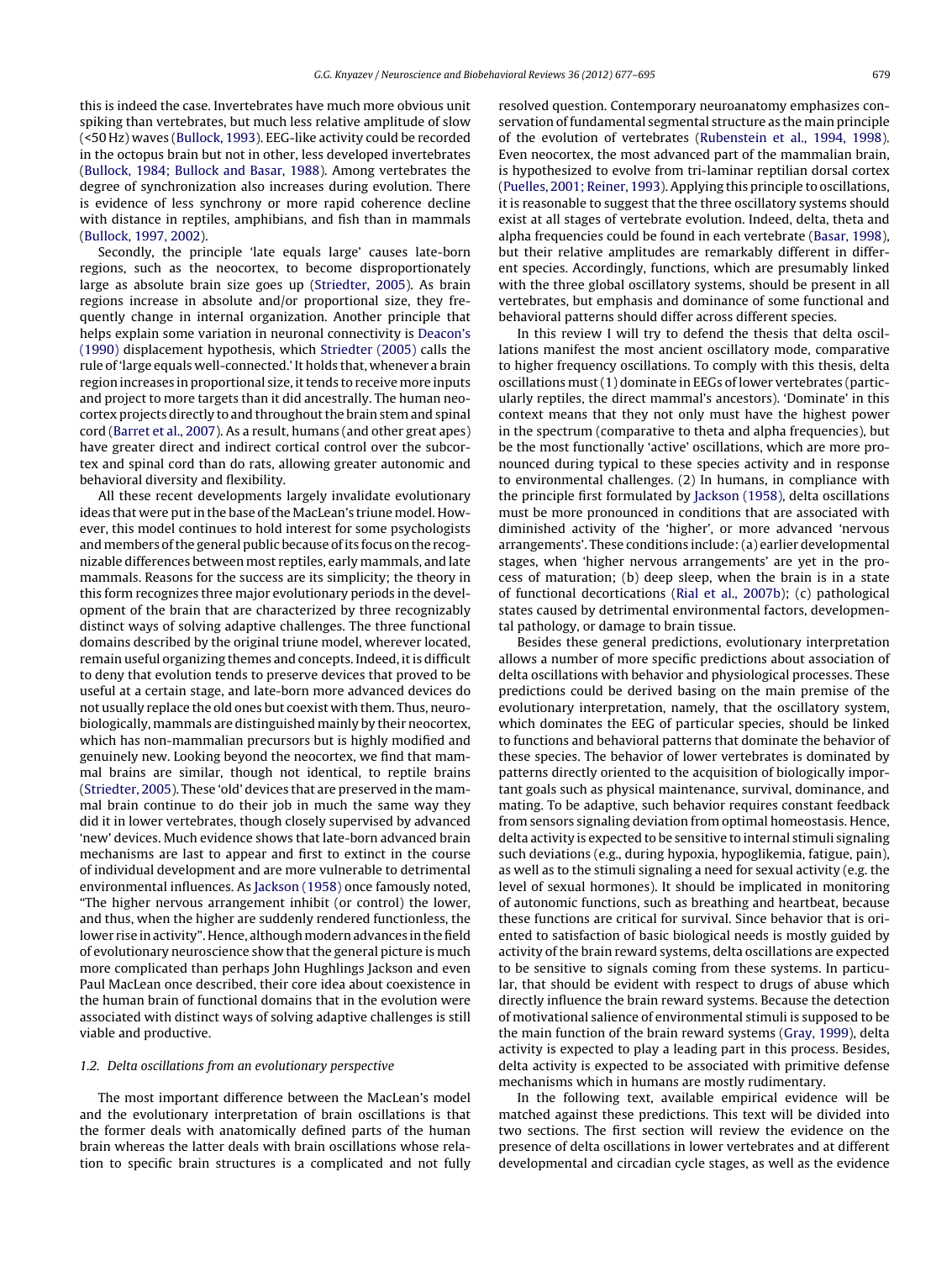this is indeed the case. Invertebrates have much more obvious unit spiking than vertebrates, but much less relative amplitude of slow (<50 Hz) waves (Bullock, 1993). EEG-like activity could be recorded in the octopus brain but not in other, less developed invertebrates (Bullock, 1984; Bullock and Basar, 1988). Among vertebrates the degree of synchronization also increases during evolution. There is evidence of less synchrony or more rapid coherence decline with distance in reptiles, amphibians, and fish than in mammals (Bullock, 1997, 2002).

Secondly, the principle 'late equals large' causes late-born regions, such as the neocortex, to become disproportionately large as absolute brain size goes up (Striedter, 2005). As brain regions increase in absolute and/or proportional size, they frequently change in internal organization. Another principle that helps explain some variation in neuronal connectivity is Deacon's (1990) displacement hypothesis, which Striedter (2005) calls the rule of 'large equals well-connected.' It holds that, whenever a brain region increases in proportional size, it tends to receive more inputs and project to more targets than it did ancestrally. The human neocortex projects directly to and throughout the brain stem and spinal cord (Barret et al., 2007). As a result, humans (and other great apes) have greater direct and indirect cortical control over the subcortex and spinal cord than do rats, allowing greater autonomic and behavioral diversity and flexibility.

All these recent developments largely invalidate evolutionary ideas that were put in the base of the MacLean's triune model. However, this model continues to hold interest for some psychologists and members of the general public because of its focus on the recognizable differences between most reptiles, early mammals, and late mammals. Reasons for the success are its simplicity; the theory in this form recognizes three major evolutionary periods in the development of the brain that are characterized by three recognizably distinct ways of solving adaptive challenges. The three functional domains described by the original triune model, wherever located, remain useful organizing themes and concepts. Indeed, it is difficult to deny that evolution tends to preserve devices that proved to be useful at a certain stage, and late-born more advanced devices do not usually replace the old ones but coexist with them. Thus, neurobiologically, mammals are distinguished mainly by their neocortex, which has non-mammalian precursors but is highly modified and genuinely new. Looking beyond the neocortex, we find that mammal brains are similar, though not identical, to reptile brains (Striedter, 2005). These 'old' devices that are preserved in the mammal brain continue to do their job in much the same way they did it in lower vertebrates, though closely supervised by advanced 'new' devices. Much evidence shows that late-born advanced brain mechanisms are last to appear and first to extinct in the course of individual development and are more vulnerable to detrimental environmental influences. As Jackson (1958) once famously noted, "The higher nervous arrangement inhibit (or control) the lower, and thus, when the higher are suddenly rendered functionless, the lower rise in activity". Hence, although modern advances in the field of evolutionary neuroscience show that the general picture is much more complicated than perhaps John Hughlings Jackson and even Paul MacLean once described, their core idea about coexistence in the human brain of functional domains that in the evolution were associated with distinct ways of solving adaptive challenges is still viable and productive.

### 1.2. Delta oscillations from an evolutionary perspective

The most important difference between the MacLean's model and the evolutionary interpretation of brain oscillations is that the former deals with anatomically defined parts of the human brain whereas the latter deals with brain oscillations whose relation to specific brain structures is a complicated and not fully resolved question. Contemporary neuroanatomy emphasizes conservation of fundamental segmental structure as the main principle of the evolution of vertebrates (Rubenstein et al., 1994, 1998). Even neocortex, the most advanced part of the mammalian brain, is hypothesized to evolve from tri-laminar reptilian dorsal cortex (Puelles, 2001; Reiner, 1993). Applying this principle to oscillations, it is reasonable to suggest that the three oscillatory systems should exist at all stages of vertebrate evolution. Indeed, delta, theta and alpha frequencies could be found in each vertebrate (Basar, 1998), but their relative amplitudes are remarkably different in different species. Accordingly, functions, which are presumably linked with the three global oscillatory systems, should be present in all vertebrates, but emphasis and dominance of some functional and behavioral patterns should differ across different species.

In this review I will try to defend the thesis that delta oscillations manifest the most ancient oscillatory mode, comparative to higher frequency oscillations. To comply with this thesis, delta oscillations must (1) dominate in EEGs of lower vertebrates (particularly reptiles, the direct mammal's ancestors). 'Dominate' in this context means that they not only must have the highest power in the spectrum (comparative to theta and alpha frequencies), but be the most functionally 'active' oscillations, which are more pronounced during typical to these species activity and in response to environmental challenges. (2) In humans, in compliance with the principle first formulated by Jackson (1958), delta oscillations must be more pronounced in conditions that are associated with diminished activity of the 'higher', or more advanced 'nervous arrangements'. These conditions include: (a) earlier developmental stages, when 'higher nervous arrangements' are yet in the process of maturation; (b) deep sleep, when the brain is in a state of functional decortications (Rial et al., 2007b); (c) pathological states caused by detrimental environmental factors, developmental pathology, or damage to brain tissue.

Besides these general predictions, evolutionary interpretation allows a number of more specific predictions about association of delta oscillations with behavior and physiological processes. These predictions could be derived basing on the main premise of the evolutionary interpretation, namely, that the oscillatory system, which dominates the EEG of particular species, should be linked to functions and behavioral patterns that dominate the behavior of these species. The behavior of lower vertebrates is dominated by patterns directly oriented to the acquisition of biologically important goals such as physical maintenance, survival, dominance, and mating. To be adaptive, such behavior requires constant feedback from sensors signaling deviation from optimal homeostasis. Hence, delta activity is expected to be sensitive to internal stimuli signaling such deviations (e.g., during hypoxia, hypoglikemia, fatigue, pain), as well as to the stimuli signaling a need for sexual activity (e.g. the level of sexual hormones). It should be implicated in monitoring of autonomic functions, such as breathing and heartbeat, because these functions are critical for survival. Since behavior that is oriented to satisfaction of basic biological needs is mostly guided by activity of the brain reward systems, delta oscillations are expected to be sensitive to signals coming from these systems. In particular, that should be evident with respect to drugs of abuse which directly influence the brain reward systems. Because the detection of motivational salience of environmental stimuli is supposed to be the main function of the brain reward systems (Gray, 1999), delta activity is expected to play a leading part in this process. Besides, delta activity is expected to be associated with primitive defense mechanisms which in humans are mostly rudimentary.

In the following text, available empirical evidence will be matched against these predictions. This text will be divided into two sections. The first section will review the evidence on the presence of delta oscillations in lower vertebrates and at different developmental and circadian cycle stages, as well as the evidence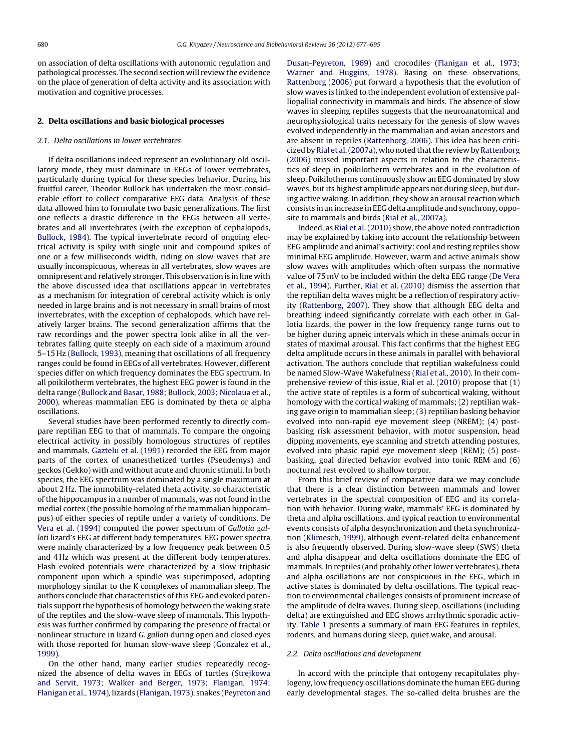on association of delta oscillations with autonomic regulation and pathological processes. The second section will review the evidence on the place of generation of delta activity and its association with motivation and cognitive processes.

## 2. Delta oscillations and basic biological processes

### 2.1. Delta oscillations in lower vertebrates

If delta oscillations indeed represent an evolutionary old oscillatory mode, they must dominate in EEGs of lower vertebrates, particularly during typical for these species behavior. During his fruitful career, Theodor Bullock has undertaken the most considerable effort to collect comparative EEG data. Analysis of these data allowed him to formulate two basic generalizations. The first one reflects a drastic difference in the EEGs between all vertebrates and all invertebrates (with the exception of cephalopods, Bullock, 1984). The typical invertebrate record of ongoing electrical activity is spiky with single unit and compound spikes of one or a few milliseconds width, riding on slow waves that are usually inconspicuous, whereas in all vertebrates, slow waves are omnipresent and relatively stronger. This observation is in line with the above discussed idea that oscillations appear in vertebrates as a mechanism for integration of cerebral activity which is only needed in large brains and is not necessary in small brains of most invertebrates, with the exception of cephalopods, which have relatively larger brains. The second generalization affirms that the raw recordings and the power spectra look alike in all the vertebrates falling quite steeply on each side of a maximum around 5–15 Hz (Bullock, 1993), meaning that oscillations of all frequency ranges could be found in EEGs of all vertebrates. However, different species differ on which frequency dominates the EEG spectrum. In all poikilotherm vertebrates, the highest EEG power is found in the delta range (Bullock and Basar, 1988; Bullock, 2003; Nicolaua et al., 2000), whereas mammalian EEG is dominated by theta or alpha oscillations.

Several studies have been performed recently to directly compare reptilian EEG to that of mammals. To compare the ongoing electrical activity in possibly homologous structures of reptiles and mammals, Gaztelu et al. (1991) recorded the EEG from major parts of the cortex of unanesthetized turtles (Pseudemys) and geckos (Gekko) with and without acute and chronic stimuli. In both species, the EEG spectrum was dominated by a single maximum at about 2 Hz. The immobility-related theta activity, so characteristic of the hippocampus in a number of mammals, was not found in the medial cortex (the possible homolog of the mammalian hippocampus) of either species of reptile under a variety of conditions. De Vera et al. (1994) computed the power spectrum of *Gallotia galloti* lizard's EEG at different body temperatures. EEG power spectra were mainly characterized by a low frequency peak between 0.5 and 4 Hz which was present at the different body temperatures. Flash evoked potentials were characterized by a slow triphasic component upon which a spindle was superimposed, adopting morphology similar to the K complexes of mammalian sleep. The authors conclude that characteristics of this EEG and evoked potentials support the hypothesis of homology between the waking state of the reptiles and the slow-wave sleep of mammals. This hypothesis was further confirmed by comparing the presence of fractal or nonlinear structure in lizard *G. galloti* during open and closed eyes with those reported for human slow-wave sleep (Gonzalez et al., 1999).

On the other hand, many earlier studies repeatedly recognized the absence of delta waves in EEGs of turtles (Strejkowa and Servit, 1973; Walker and Berger, 1973; Flanigan, 1974; Flanigan et al., 1974), lizards (Flanigan, 1973), snakes (Peyreton and Dusan-Peyreton, 1969) and crocodiles (Flanigan et al., 1973; Warner and Huggins, 1978). Basing on these observations, Rattenborg (2006) put forward a hypothesis that the evolution of slow waves is linked to the independent evolution of extensive palliopallial connectivity in mammals and birds. The absence of slow waves in sleeping reptiles suggests that the neuroanatomical and neurophysiological traits necessary for the genesis of slow waves evolved independently in the mammalian and avian ancestors and are absent in reptiles (Rattenborg, 2006). This idea has been criticized by Rial et al. (2007a), who noted that the review by Rattenborg (2006) missed important aspects in relation to the characteristics of sleep in poikilotherm vertebrates and in the evolution of sleep. Poikilotherms continuously show an EEG dominated by slow waves, but its highest amplitude appears not during sleep, but during active waking. In addition, they show an arousal reaction which consists in an increase in EEG delta amplitude and synchrony, opposite to mammals and birds (Rial et al., 2007a).

Indeed, as Rial et al. (2010) show, the above noted contradiction may be explained by taking into account the relationship between EEG amplitude and animal's activity: cool and resting reptiles show minimal EEG amplitude. However, warm and active animals show slow waves with amplitudes which often surpass the normative value of 75 mV to be included within the delta EEG range (De Vera et al., 1994). Further, Rial et al. (2010) dismiss the assertion that the reptilian delta waves might be a reflection of respiratory activity (Rattenborg, 2007). They show that although EEG delta and breathing indeed significantly correlate with each other in Gallotia lizards, the power in the low frequency range turns out to be higher during apneic intervals which in these animals occur in states of maximal arousal. This fact confirms that the highest EEG delta amplitude occurs in these animals in parallel with behavioral activation. The authors conclude that reptilian wakefulness could be named Slow-Wave Wakefulness (Rial et al., 2010). In their comprehensive review of this issue, Rial et al. (2010) propose that (1) the active state of reptiles is a form of subcortical waking, without homology with the cortical waking of mammals; (2) reptilian waking gave origin to mammalian sleep; (3) reptilian basking behavior evolved into non-rapid eye movement sleep (NREM); (4) post-basking risk assessment behavior, with motor suspension, head dipping movements, eye scanning and stretch attending postures, evolved into phasic rapid eye movement sleep (REM); (5) post-basking, goal directed behavior evolved into tonic REM and (6) nocturnal rest evolved to shallow torpor.

From this brief review of comparative data we may conclude that there is a clear distinction between mammals and lower vertebrates in the spectral composition of EEG and its correlation with behavior. During wake, mammals' EEG is dominated by theta and alpha oscillations, and typical reaction to environmental events consists of alpha desynchronization and theta synchronization (Klimesch, 1999), although event-related delta enhancement is also frequently observed. During slow-wave sleep (SWS) theta and alpha disappear and delta oscillations dominate the EEG of mammals. In reptiles (and probably other lower vertebrates), theta and alpha oscillations are not conspicuous in the EEG, which in active states is dominated by delta oscillations. The typical reaction to environmental challenges consists of prominent increase of the amplitude of delta waves. During sleep, oscillations (including delta) are extinguished and EEG shows arrhythmic sporadic activity. Table 1 presents a summary of main EEG features in reptiles, rodents, and humans during sleep, quiet wake, and arousal.

### 2.2. Delta oscillations and development

In accord with the principle that ontogeny recapitulates phylogeny, low frequency oscillations dominate the human EEG during early developmental stages. The so-called delta brushes are the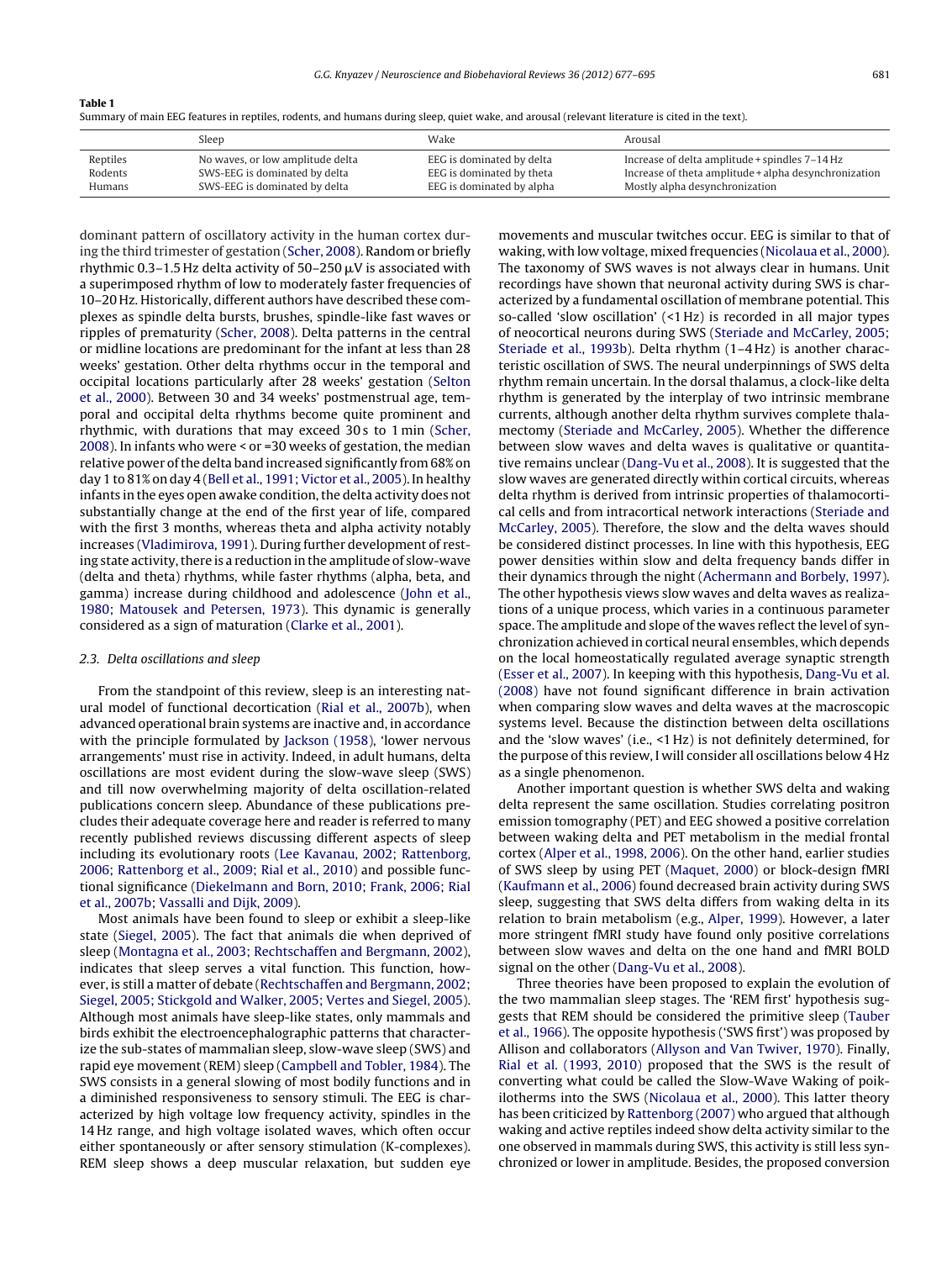**Table 1**
Summary of main EEG features in reptiles, rodents, and humans during sleep, quiet wake, and arousal (relevant literature is cited in the text).

| | Sleep | Wake | Arousal |
|---|---|---|---|
| Reptiles | No waves, or low amplitude delta | EEG is dominated by delta | Increase of delta amplitude + spindles 7–14 Hz |
| Rodents | SWS-EEG is dominated by delta | EEG is dominated by theta | Increase of theta amplitude + alpha desynchronization |
| Humans | SWS-EEG is dominated by delta | EEG is dominated by alpha | Mostly alpha desynchronization |

dominant pattern of oscillatory activity in the human cortex during the third trimester of gestation (Scher, 2008). Random or briefly rhythmic 0.3–1.5 Hz delta activity of 50–250 μV is associated with a superimposed rhythm of low to moderately faster frequencies of 10–20 Hz. Historically, different authors have described these complexes as spindle delta bursts, brushes, spindle-like fast waves or ripples of prematurity (Scher, 2008). Delta patterns in the central or midline locations are predominant for the infant at less than 28 weeks' gestation. Other delta rhythms occur in the temporal and occipital locations particularly after 28 weeks' gestation (Selton et al., 2000). Between 30 and 34 weeks' postmenstrual age, temporal and occipital delta rhythms become quite prominent and rhythmic, with durations that may exceed 30 s to 1 min (Scher, 2008). In infants who were < or =30 weeks of gestation, the median relative power of the delta band increased significantly from 68% on day 1 to 81% on day 4 (Bell et al., 1991; Victor et al., 2005). In healthy infants in the eyes open awake condition, the delta activity does not substantially change at the end of the first year of life, compared with the first 3 months, whereas theta and alpha activity notably increases (Vladimirova, 1991). During further development of resting state activity, there is a reduction in the amplitude of slow-wave (delta and theta) rhythms, while faster rhythms (alpha, beta, and gamma) increase during childhood and adolescence (John et al., 1980; Matousek and Petersen, 1973). This dynamic is generally considered as a sign of maturation (Clarke et al., 2001).

### 2.3. Delta oscillations and sleep

From the standpoint of this review, sleep is an interesting natural model of functional decortication (Rial et al., 2007b), when advanced operational brain systems are inactive and, in accordance with the principle formulated by Jackson (1958), 'lower nervous arrangements' must rise in activity. Indeed, in adult humans, delta oscillations are most evident during the slow-wave sleep (SWS) and till now overwhelming majority of delta oscillation-related publications concern sleep. Abundance of these publications precludes their adequate coverage here and reader is referred to many recently published reviews discussing different aspects of sleep including its evolutionary roots (Lee Kavanau, 2002; Rattenborg, 2006; Rattenborg et al., 2009; Rial et al., 2010) and possible functional significance (Diekelmann and Born, 2010; Frank, 2006; Rial et al., 2007b; Vassalli and Dijk, 2009).

Most animals have been found to sleep or exhibit a sleep-like state (Siegel, 2005). The fact that animals die when deprived of sleep (Montagna et al., 2003; Rechtschaffen and Bergmann, 2002), indicates that sleep serves a vital function. This function, however, is still a matter of debate (Rechtschaffen and Bergmann, 2002; Siegel, 2005; Stickgold and Walker, 2005; Vertes and Siegel, 2005). Although most animals have sleep-like states, only mammals and birds exhibit the electroencephalographic patterns that characterize the sub-states of mammalian sleep, slow-wave sleep (SWS) and rapid eye movement (REM) sleep (Campbell and Tobler, 1984). The SWS consists in a general slowing of most bodily functions and in a diminished responsiveness to sensory stimuli. The EEG is characterized by high voltage low frequency activity, spindles in the 14 Hz range, and high voltage isolated waves, which often occur either spontaneously or after sensory stimulation (K-complexes). REM sleep shows a deep muscular relaxation, but sudden eye movements and muscular twitches occur. EEG is similar to that of waking, with low voltage, mixed frequencies (Nicolaua et al., 2000). The taxonomy of SWS waves is not always clear in humans. Unit recordings have shown that neuronal activity during SWS is characterized by a fundamental oscillation of membrane potential. This so-called 'slow oscillation' (<1 Hz) is recorded in all major types of neocortical neurons during SWS (Steriade and McCarley, 2005; Steriade et al., 1993b). Delta rhythm (1–4 Hz) is another characteristic oscillation of SWS. The neural underpinnings of SWS delta rhythm remain uncertain. In the dorsal thalamus, a clock-like delta rhythm is generated by the interplay of two intrinsic membrane currents, although another delta rhythm survives complete thalamectomy (Steriade and McCarley, 2005). Whether the difference between slow waves and delta waves is qualitative or quantitative remains unclear (Dang-Vu et al., 2008). It is suggested that the slow waves are generated directly within cortical circuits, whereas delta rhythm is derived from intrinsic properties of thalamocortical cells and from intracortical network interactions (Steriade and McCarley, 2005). Therefore, the slow and the delta waves should be considered distinct processes. In line with this hypothesis, EEG power densities within slow and delta frequency bands differ in their dynamics through the night (Achermann and Borbely, 1997). The other hypothesis views slow waves and delta waves as realizations of a unique process, which varies in a continuous parameter space. The amplitude and slope of the waves reflect the level of synchronization achieved in cortical neural ensembles, which depends on the local homeostatically regulated average synaptic strength (Esser et al., 2007). In keeping with this hypothesis, Dang-Vu et al. (2008) have not found significant difference in brain activation when comparing slow waves and delta waves at the macroscopic systems level. Because the distinction between delta oscillations and the 'slow waves' (i.e., <1 Hz) is not definitely determined, for the purpose of this review, I will consider all oscillations below 4 Hz as a single phenomenon.

Another important question is whether SWS delta and waking delta represent the same oscillation. Studies correlating positron emission tomography (PET) and EEG showed a positive correlation between waking delta and PET metabolism in the medial frontal cortex (Alper et al., 1998, 2006). On the other hand, earlier studies of SWS sleep by using PET (Maquet, 2000) or block-design fMRI (Kaufmann et al., 2006) found decreased brain activity during SWS sleep, suggesting that SWS delta differs from waking delta in its relation to brain metabolism (e.g., Alper, 1999). However, a later more stringent fMRI study have found only positive correlations between slow waves and delta on the one hand and fMRI BOLD signal on the other (Dang-Vu et al., 2008).

Three theories have been proposed to explain the evolution of the two mammalian sleep stages. The 'REM first' hypothesis suggests that REM should be considered the primitive sleep (Tauber et al., 1966). The opposite hypothesis ('SWS first') was proposed by Allison and collaborators (Allyson and Van Twiver, 1970). Finally, Rial et al. (1993, 2010) proposed that the SWS is the result of converting what could be called the Slow-Wave Waking of poikilotherms into the SWS (Nicolaua et al., 2000). This latter theory has been criticized by Rattenborg (2007) who argued that although waking and active reptiles indeed show delta activity similar to the one observed in mammals during SWS, this activity is still less synchronized or lower in amplitude. Besides, the proposed conversion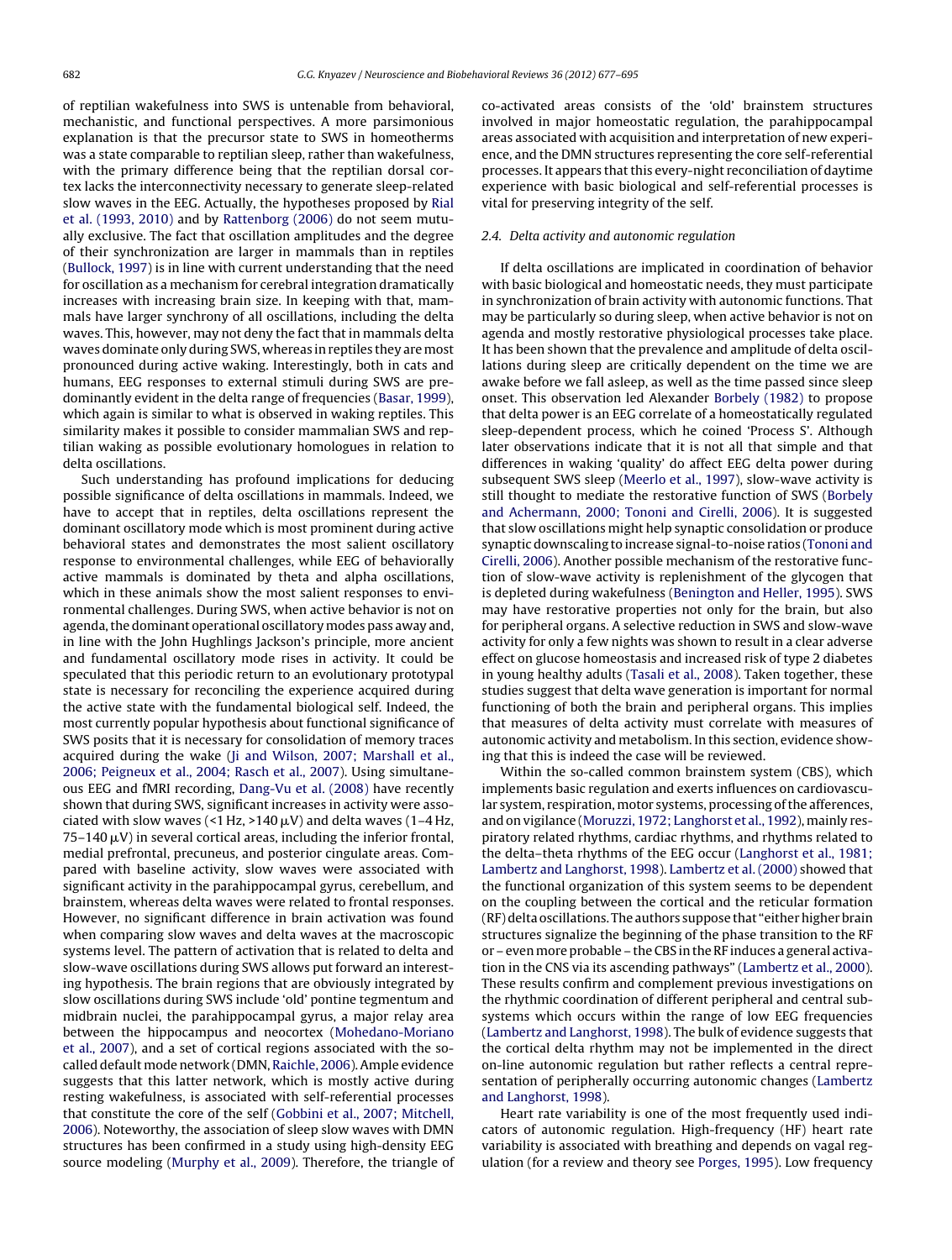of reptilian wakefulness into SWS is untenable from behavioral, mechanistic, and functional perspectives. A more parsimonious explanation is that the precursor state to SWS in homeotherms was a state comparable to reptilian sleep, rather than wakefulness, with the primary difference being that the reptilian dorsal cortex lacks the interconnectivity necessary to generate sleep-related slow waves in the EEG. Actually, the hypotheses proposed by Rial et al. (1993, 2010) and by Rattenborg (2006) do not seem mutually exclusive. The fact that oscillation amplitudes and the degree of their synchronization are larger in mammals than in reptiles (Bullock, 1997) is in line with current understanding that the need for oscillation as a mechanism for cerebral integration dramatically increases with increasing brain size. In keeping with that, mammals have larger synchrony of all oscillations, including the delta waves. This, however, may not deny the fact that in mammals delta waves dominate only during SWS, whereas in reptiles they are most pronounced during active waking. Interestingly, both in cats and humans, EEG responses to external stimuli during SWS are predominantly evident in the delta range of frequencies (Basar, 1999), which again is similar to what is observed in waking reptiles. This similarity makes it possible to consider mammalian SWS and reptilian waking as possible evolutionary homologues in relation to delta oscillations.

Such understanding has profound implications for deducing possible significance of delta oscillations in mammals. Indeed, we have to accept that in reptiles, delta oscillations represent the dominant oscillatory mode which is most prominent during active behavioral states and demonstrates the most salient oscillatory response to environmental challenges, while EEG of behaviorally active mammals is dominated by theta and alpha oscillations, which in these animals show the most salient responses to environmental challenges. During SWS, when active behavior is not on agenda, the dominant operational oscillatory modes pass away and, in line with the John Hughlings Jackson's principle, more ancient and fundamental oscillatory mode rises in activity. It could be speculated that this periodic return to an evolutionary prototypal state is necessary for reconciling the experience acquired during the active state with the fundamental biological self. Indeed, the most currently popular hypothesis about functional significance of SWS posits that it is necessary for consolidation of memory traces acquired during the wake (Ji and Wilson, 2007; Marshall et al., 2006; Peigneux et al., 2004; Rasch et al., 2007). Using simultaneous EEG and fMRI recording, Dang-Vu et al. (2008) have recently shown that during SWS, significant increases in activity were associated with slow waves (<1 Hz, >140 μV) and delta waves (1–4 Hz, 75–140 μV) in several cortical areas, including the inferior frontal, medial prefrontal, precuneus, and posterior cingulate areas. Compared with baseline activity, slow waves were associated with significant activity in the parahippocampal gyrus, cerebellum, and brainstem, whereas delta waves were related to frontal responses. However, no significant difference in brain activation was found when comparing slow waves and delta waves at the macroscopic systems level. The pattern of activation that is related to delta and slow-wave oscillations during SWS allows put forward an interesting hypothesis. The brain regions that are obviously integrated by slow oscillations during SWS include 'old' pontine tegmentum and midbrain nuclei, the parahippocampal gyrus, a major relay area between the hippocampus and neocortex (Mohedano-Moriano et al., 2007), and a set of cortical regions associated with the so-called default mode network (DMN, Raichle, 2006). Ample evidence suggests that this latter network, which is mostly active during resting wakefulness, is associated with self-referential processes that constitute the core of the self (Gobbini et al., 2007; Mitchell, 2006). Noteworthy, the association of sleep slow waves with DMN structures has been confirmed in a study using high-density EEG source modeling (Murphy et al., 2009). Therefore, the triangle of co-activated areas consists of the 'old' brainstem structures involved in major homeostatic regulation, the parahippocampal areas associated with acquisition and interpretation of new experience, and the DMN structures representing the core self-referential processes. It appears that this every-night reconciliation of daytime experience with basic biological and self-referential processes is vital for preserving integrity of the self.

### 2.4. Delta activity and autonomic regulation

If delta oscillations are implicated in coordination of behavior with basic biological and homeostatic needs, they must participate in synchronization of brain activity with autonomic functions. That may be particularly so during sleep, when active behavior is not on agenda and mostly restorative physiological processes take place. It has been shown that the prevalence and amplitude of delta oscillations during sleep are critically dependent on the time we are awake before we fall asleep, as well as the time passed since sleep onset. This observation led Alexander Borbely (1982) to propose that delta power is an EEG correlate of a homeostatically regulated sleep-dependent process, which he coined 'Process S'. Although later observations indicate that it is not all that simple and that differences in waking 'quality' do affect EEG delta power during subsequent SWS sleep (Meerlo et al., 1997), slow-wave activity is still thought to mediate the restorative function of SWS (Borbely and Achermann, 2000; Tononi and Cirelli, 2006). It is suggested that slow oscillations might help synaptic consolidation or produce synaptic downscaling to increase signal-to-noise ratios (Tononi and Cirelli, 2006). Another possible mechanism of the restorative function of slow-wave activity is replenishment of the glycogen that is depleted during wakefulness (Benington and Heller, 1995). SWS may have restorative properties not only for the brain, but also for peripheral organs. A selective reduction in SWS and slow-wave activity for only a few nights was shown to result in a clear adverse effect on glucose homeostasis and increased risk of type 2 diabetes in young healthy adults (Tasali et al., 2008). Taken together, these studies suggest that delta wave generation is important for normal functioning of both the brain and peripheral organs. This implies that measures of delta activity must correlate with measures of autonomic activity and metabolism. In this section, evidence showing that this is indeed the case will be reviewed.

Within the so-called common brainstem system (CBS), which implements basic regulation and exerts influences on cardiovascular system, respiration, motor systems, processing of the afferences, and on vigilance (Moruzzi, 1972; Langhorst et al., 1992), mainly respiratory related rhythms, cardiac rhythms, and rhythms related to the delta–theta rhythms of the EEG occur (Langhorst et al., 1981; Lambertz and Langhorst, 1998). Lambertz et al. (2000) showed that the functional organization of this system seems to be dependent on the coupling between the cortical and the reticular formation (RF) delta oscillations. The authors suppose that "either higher brain structures signalize the beginning of the phase transition to the RF or – even more probable – the CBS in the RF induces a general activation in the CNS via its ascending pathways" (Lambertz et al., 2000). These results confirm and complement previous investigations on the rhythmic coordination of different peripheral and central subsystems which occurs within the range of low EEG frequencies (Lambertz and Langhorst, 1998). The bulk of evidence suggests that the cortical delta rhythm may not be implemented in the direct on-line autonomic regulation but rather reflects a central representation of peripherally occurring autonomic changes (Lambertz and Langhorst, 1998).

Heart rate variability is one of the most frequently used indicators of autonomic regulation. High-frequency (HF) heart rate variability is associated with breathing and depends on vagal regulation (for a review and theory see Porges, 1995). Low frequency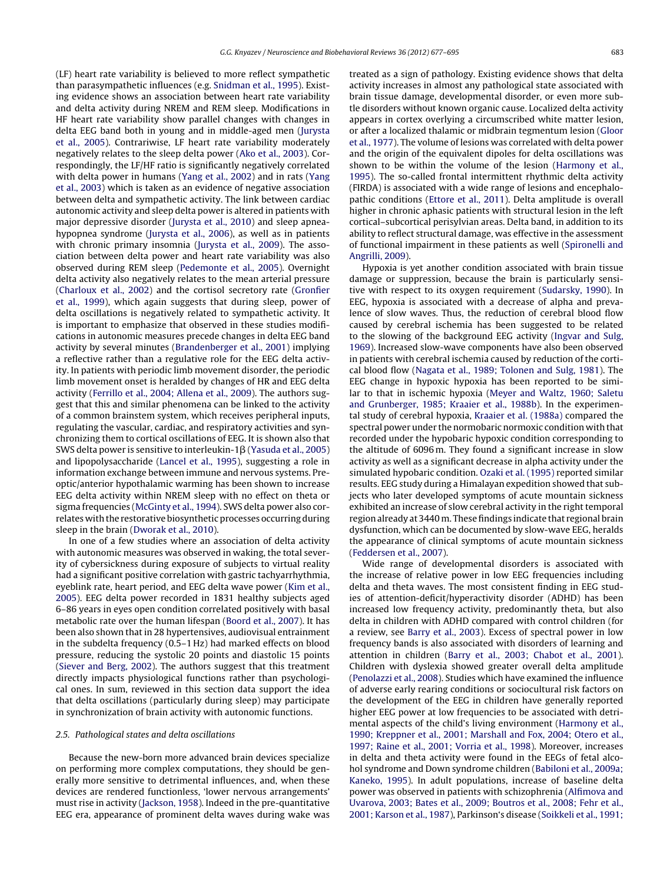(LF) heart rate variability is believed to more reflect sympathetic than parasympathetic influences (e.g. Snidman et al., 1995). Existing evidence shows an association between heart rate variability and delta activity during NREM and REM sleep. Modifications in HF heart rate variability show parallel changes with changes in delta EEG band both in young and in middle-aged men (Jurysta et al., 2005). Contrariwise, LF heart rate variability moderately negatively relates to the sleep delta power (Ako et al., 2003). Correspondingly, the LF/HF ratio is significantly negatively correlated with delta power in humans (Yang et al., 2002) and in rats (Yang et al., 2003) which is taken as an evidence of negative association between delta and sympathetic activity. The link between cardiac autonomic activity and sleep delta power is altered in patients with major depressive disorder (Jurysta et al., 2010) and sleep apnea-hypopnea syndrome (Jurysta et al., 2006), as well as in patients with chronic primary insomnia (Jurysta et al., 2009). The association between delta power and heart rate variability was also observed during REM sleep (Pedemonte et al., 2005). Overnight delta activity also negatively relates to the mean arterial pressure (Charloux et al., 2002) and the cortisol secretory rate (Gronfier et al., 1999), which again suggests that during sleep, power of delta oscillations is negatively related to sympathetic activity. It is important to emphasize that observed in these studies modifications in autonomic measures precede changes in delta EEG band activity by several minutes (Brandenberger et al., 2001) implying a reflective rather than a regulative role for the EEG delta activity. In patients with periodic limb movement disorder, the periodic limb movement onset is heralded by changes of HR and EEG delta activity (Ferrillo et al., 2004; Allena et al., 2009). The authors suggest that this and similar phenomena can be linked to the activity of a common brainstem system, which receives peripheral inputs, regulating the vascular, cardiac, and respiratory activities and synchronizing them to cortical oscillations of EEG. It is shown also that SWS delta power is sensitive to interleukin-1β (Yasuda et al., 2005) and lipopolysaccharide (Lancel et al., 1995), suggesting a role in information exchange between immune and nervous systems. Preoptic/anterior hypothalamic warming has been shown to increase EEG delta activity within NREM sleep with no effect on theta or sigma frequencies (McGinty et al., 1994). SWS delta power also correlates with the restorative biosynthetic processes occurring during sleep in the brain (Dworak et al., 2010).

In one of a few studies where an association of delta activity with autonomic measures was observed in waking, the total severity of cybersickness during exposure of subjects to virtual reality had a significant positive correlation with gastric tachyarrhythmia, eyeblink rate, heart period, and EEG delta wave power (Kim et al., 2005). EEG delta power recorded in 1831 healthy subjects aged 6–86 years in eyes open condition correlated positively with basal metabolic rate over the human lifespan (Boord et al., 2007). It has been also shown that in 28 hypertensives, audiovisual entrainment in the subdelta frequency (0.5–1 Hz) had marked effects on blood pressure, reducing the systolic 20 points and diastolic 15 points (Siever and Berg, 2002). The authors suggest that this treatment directly impacts physiological functions rather than psychological ones. In sum, reviewed in this section data support the idea that delta oscillations (particularly during sleep) may participate in synchronization of brain activity with autonomic functions.

### 2.5. Pathological states and delta oscillations

Because the new-born more advanced brain devices specialize on performing more complex computations, they should be generally more sensitive to detrimental influences, and, when these devices are rendered functionless, 'lower nervous arrangements' must rise in activity (Jackson, 1958). Indeed in the pre-quantitative EEG era, appearance of prominent delta waves during wake was treated as a sign of pathology. Existing evidence shows that delta activity increases in almost any pathological state associated with brain tissue damage, developmental disorder, or even more subtle disorders without known organic cause. Localized delta activity appears in cortex overlying a circumscribed white matter lesion, or after a localized thalamic or midbrain tegmentum lesion (Gloor et al., 1977). The volume of lesions was correlated with delta power and the origin of the equivalent dipoles for delta oscillations was shown to be within the volume of the lesion (Harmony et al., 1995). The so-called frontal intermittent rhythmic delta activity (FIRDA) is associated with a wide range of lesions and encephalopathic conditions (Ettore et al., 2011). Delta amplitude is overall higher in chronic aphasic patients with structural lesion in the left cortical–subcortical perisylvian areas. Delta band, in addition to its ability to reflect structural damage, was effective in the assessment of functional impairment in these patients as well (Spironelli and Angrilli, 2009).

Hypoxia is yet another condition associated with brain tissue damage or suppression, because the brain is particularly sensitive with respect to its oxygen requirement (Sudarsky, 1990). In EEG, hypoxia is associated with a decrease of alpha and prevalence of slow waves. Thus, the reduction of cerebral blood flow caused by cerebral ischemia has been suggested to be related to the slowing of the background EEG activity (Ingvar and Sulg, 1969). Increased slow-wave components have also been observed in patients with cerebral ischemia caused by reduction of the cortical blood flow (Nagata et al., 1989; Tolonen and Sulg, 1981). The EEG change in hypoxic hypoxia has been reported to be similar to that in ischemic hypoxia (Meyer and Waltz, 1960; Saletu and Grunberger, 1985; Kraaier et al., 1988b). In the experimental study of cerebral hypoxia, Kraaier et al. (1988a) compared the spectral power under the normobaric normoxic condition with that recorded under the hypobaric hypoxic condition corresponding to the altitude of 6096 m. They found a significant increase in slow activity as well as a significant decrease in alpha activity under the simulated hypobaric condition. Ozaki et al. (1995) reported similar results. EEG study during a Himalayan expedition showed that subjects who later developed symptoms of acute mountain sickness exhibited an increase of slow cerebral activity in the right temporal region already at 3440 m. These findings indicate that regional brain dysfunction, which can be documented by slow-wave EEG, heralds the appearance of clinical symptoms of acute mountain sickness (Feddersen et al., 2007).

Wide range of developmental disorders is associated with the increase of relative power in low EEG frequencies including delta and theta waves. The most consistent finding in EEG studies of attention-deficit/hyperactivity disorder (ADHD) has been increased low frequency activity, predominantly theta, but also delta in children with ADHD compared with control children (for a review, see Barry et al., 2003). Excess of spectral power in low frequency bands is also associated with disorders of learning and attention in children (Barry et al., 2003; Chabot et al., 2001). Children with dyslexia showed greater overall delta amplitude (Penolazzi et al., 2008). Studies which have examined the influence of adverse early rearing conditions or sociocultural risk factors on the development of the EEG in children have generally reported higher EEG power at low frequencies to be associated with detrimental aspects of the child's living environment (Harmony et al., 1990; Kreppner et al., 2001; Marshall and Fox, 2004; Otero et al., 1997; Raine et al., 2001; Vorria et al., 1998). Moreover, increases in delta and theta activity were found in the EEGs of fetal alcohol syndrome and Down syndrome children (Babiloni et al., 2009a; Kaneko, 1995). In adult populations, increase of baseline delta power was observed in patients with schizophrenia (Alfimova and Uvarova, 2003; Bates et al., 2009; Boutros et al., 2008; Fehr et al., 2001; Karson et al., 1987), Parkinson's disease (Soikkeli et al., 1991;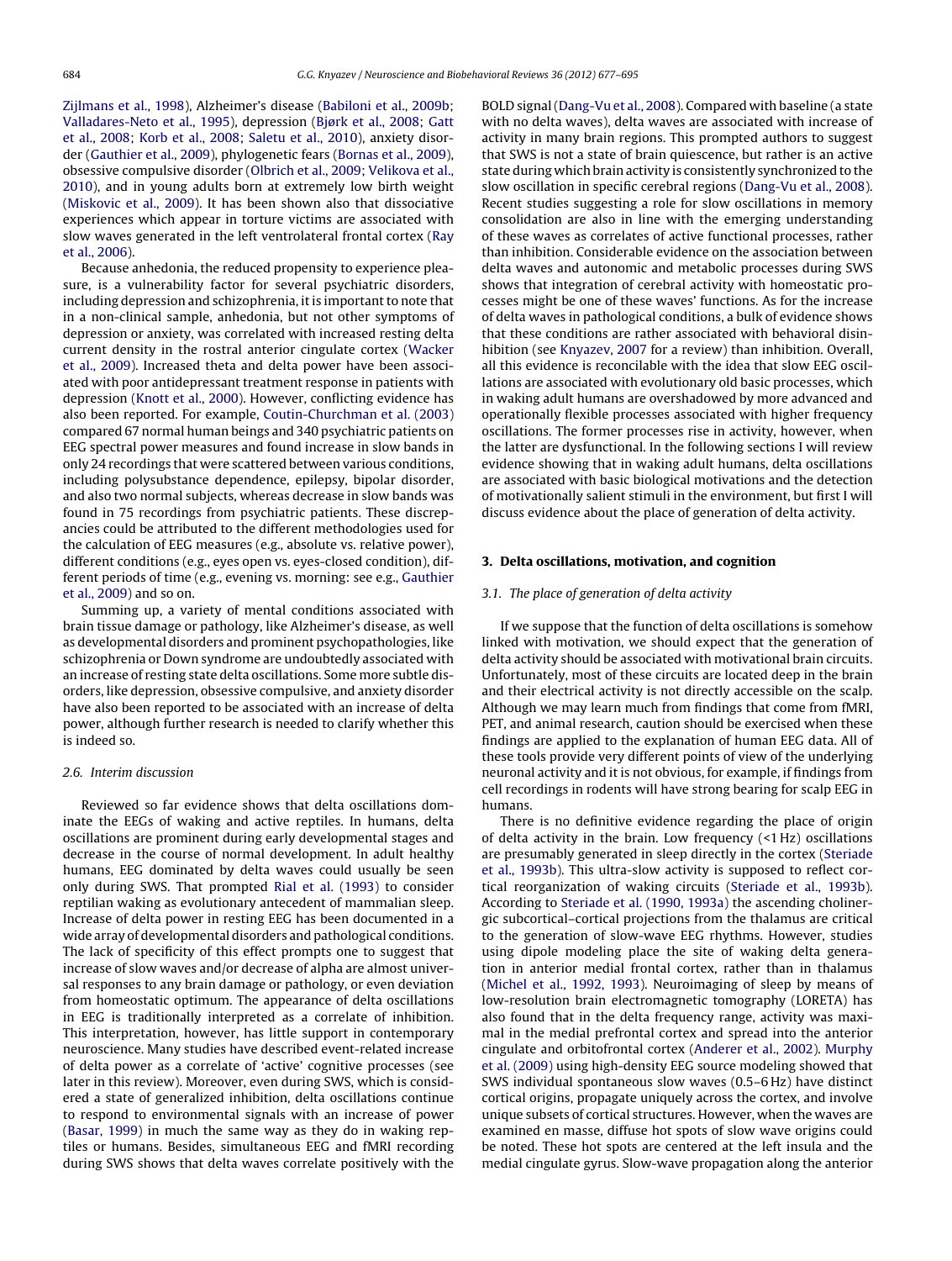Zijlmans et al., 1998), Alzheimer's disease (Babiloni et al., 2009b; Valladares-Neto et al., 1995), depression (Bjørk et al., 2008; Gatt et al., 2008; Korb et al., 2008; Saletu et al., 2010), anxiety disorder (Gauthier et al., 2009), phylogenetic fears (Bornas et al., 2009), obsessive compulsive disorder (Olbrich et al., 2009; Velikova et al., 2010), and in young adults born at extremely low birth weight (Miskovic et al., 2009). It has been shown also that dissociative experiences which appear in torture victims are associated with slow waves generated in the left ventrolateral frontal cortex (Ray et al., 2006).

Because anhedonia, the reduced propensity to experience pleasure, is a vulnerability factor for several psychiatric disorders, including depression and schizophrenia, it is important to note that in a non-clinical sample, anhedonia, but not other symptoms of depression or anxiety, was correlated with increased resting delta current density in the rostral anterior cingulate cortex (Wacker et al., 2009). Increased theta and delta power have been associated with poor antidepressant treatment response in patients with depression (Knott et al., 2000). However, conflicting evidence has also been reported. For example, Coutin-Churchman et al. (2003) compared 67 normal human beings and 340 psychiatric patients on EEG spectral power measures and found increase in slow bands in only 24 recordings that were scattered between various conditions, including polysubstance dependence, epilepsy, bipolar disorder, and also two normal subjects, whereas decrease in slow bands was found in 75 recordings from psychiatric patients. These discrepancies could be attributed to the different methodologies used for the calculation of EEG measures (e.g., absolute vs. relative power), different conditions (e.g., eyes open vs. eyes-closed condition), different periods of time (e.g., evening vs. morning: see e.g., Gauthier et al., 2009) and so on.

Summing up, a variety of mental conditions associated with brain tissue damage or pathology, like Alzheimer's disease, as well as developmental disorders and prominent psychopathologies, like schizophrenia or Down syndrome are undoubtedly associated with an increase of resting state delta oscillations. Some more subtle disorders, like depression, obsessive compulsive, and anxiety disorder have also been reported to be associated with an increase of delta power, although further research is needed to clarify whether this is indeed so.

### 2.6. Interim discussion

Reviewed so far evidence shows that delta oscillations dominate the EEGs of waking and active reptiles. In humans, delta oscillations are prominent during early developmental stages and decrease in the course of normal development. In adult healthy humans, EEG dominated by delta waves could usually be seen only during SWS. That prompted Rial et al. (1993) to consider reptilian waking as evolutionary antecedent of mammalian sleep. Increase of delta power in resting EEG has been documented in a wide array of developmental disorders and pathological conditions. The lack of specificity of this effect prompts one to suggest that increase of slow waves and/or decrease of alpha are almost universal responses to any brain damage or pathology, or even deviation from homeostatic optimum. The appearance of delta oscillations in EEG is traditionally interpreted as a correlate of inhibition. This interpretation, however, has little support in contemporary neuroscience. Many studies have described event-related increase of delta power as a correlate of 'active' cognitive processes (see later in this review). Moreover, even during SWS, which is considered a state of generalized inhibition, delta oscillations continue to respond to environmental signals with an increase of power (Basar, 1999) in much the same way as they do in waking reptiles or humans. Besides, simultaneous EEG and fMRI recording during SWS shows that delta waves correlate positively with the BOLD signal (Dang-Vu et al., 2008). Compared with baseline (a state with no delta waves), delta waves are associated with increase of activity in many brain regions. This prompted authors to suggest that SWS is not a state of brain quiescence, but rather is an active state during which brain activity is consistently synchronized to the slow oscillation in specific cerebral regions (Dang-Vu et al., 2008). Recent studies suggesting a role for slow oscillations in memory consolidation are also in line with the emerging understanding of these waves as correlates of active functional processes, rather than inhibition. Considerable evidence on the association between delta waves and autonomic and metabolic processes during SWS shows that integration of cerebral activity with homeostatic processes might be one of these waves' functions. As for the increase of delta waves in pathological conditions, a bulk of evidence shows that these conditions are rather associated with behavioral disinhibition (see Knyazev, 2007 for a review) than inhibition. Overall, all this evidence is reconcilable with the idea that slow EEG oscillations are associated with evolutionary old basic processes, which in waking adult humans are overshadowed by more advanced and operationally flexible processes associated with higher frequency oscillations. The former processes rise in activity, however, when the latter are dysfunctional. In the following sections I will review evidence showing that in waking adult humans, delta oscillations are associated with basic biological motivations and the detection of motivationally salient stimuli in the environment, but first I will discuss evidence about the place of generation of delta activity.

## 3. Delta oscillations, motivation, and cognition

### 3.1. The place of generation of delta activity

If we suppose that the function of delta oscillations is somehow linked with motivation, we should expect that the generation of delta activity should be associated with motivational brain circuits. Unfortunately, most of these circuits are located deep in the brain and their electrical activity is not directly accessible on the scalp. Although we may learn much from findings that come from fMRI, PET, and animal research, caution should be exercised when these findings are applied to the explanation of human EEG data. All of these tools provide very different points of view of the underlying neuronal activity and it is not obvious, for example, if findings from cell recordings in rodents will have strong bearing for scalp EEG in humans.

There is no definitive evidence regarding the place of origin of delta activity in the brain. Low frequency (<1 Hz) oscillations are presumably generated in sleep directly in the cortex (Steriade et al., 1993b). This ultra-slow activity is supposed to reflect cortical reorganization of waking circuits (Steriade et al., 1993b). According to Steriade et al. (1990, 1993a) the ascending cholinergic subcortical–cortical projections from the thalamus are critical to the generation of slow-wave EEG rhythms. However, studies using dipole modeling place the site of waking delta generation in anterior medial frontal cortex, rather than in thalamus (Michel et al., 1992, 1993). Neuroimaging of sleep by means of low-resolution brain electromagnetic tomography (LORETA) has also found that in the delta frequency range, activity was maximal in the medial prefrontal cortex and spread into the anterior cingulate and orbitofrontal cortex (Anderer et al., 2002). Murphy et al. (2009) using high-density EEG source modeling showed that SWS individual spontaneous slow waves (0.5–6 Hz) have distinct cortical origins, propagate uniquely across the cortex, and involve unique subsets of cortical structures. However, when the waves are examined en masse, diffuse hot spots of slow wave origins could be noted. These hot spots are centered at the left insula and the medial cingulate gyrus. Slow-wave propagation along the anterior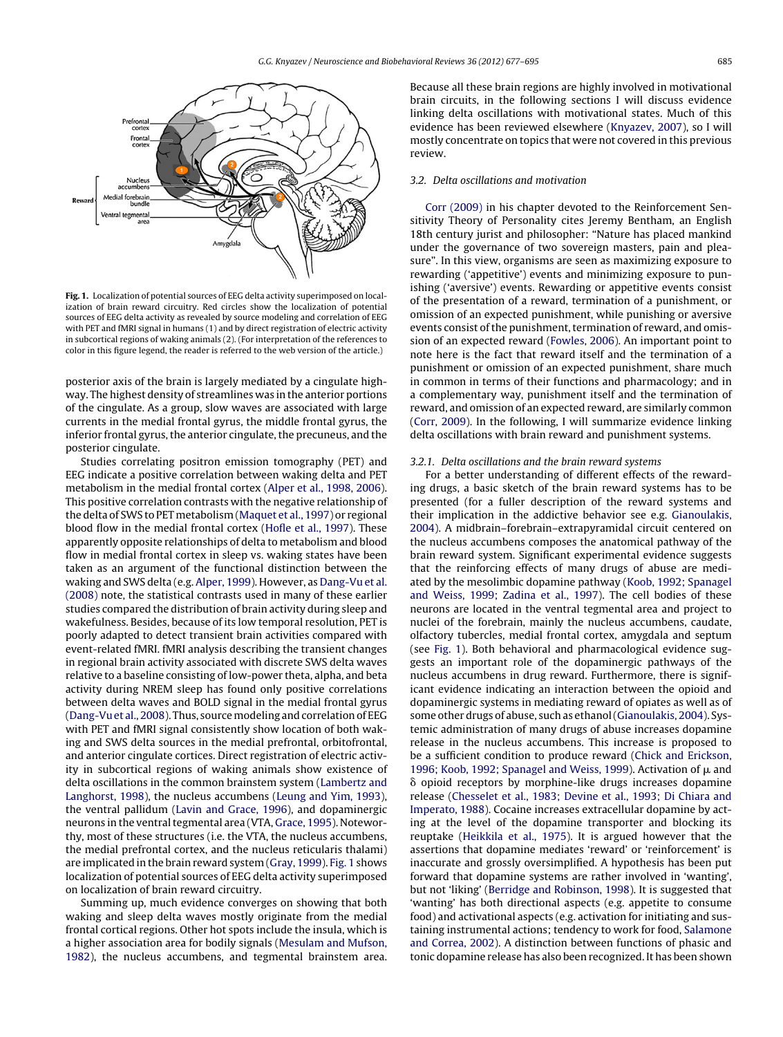Fig. 1. Localization of potential sources of EEG delta activity superimposed on localization of brain reward circuitry. Red circles show the localization of potential sources of EEG delta activity as revealed by source modeling and correlation of EEG with PET and fMRI signal in humans (1) and by direct registration of electric activity in subcortical regions of waking animals (2). (For interpretation of the references to color in this figure legend, the reader is referred to the web version of the article.)

posterior axis of the brain is largely mediated by a cingulate highway. The highest density of streamlines was in the anterior portions of the cingulate. As a group, slow waves are associated with large currents in the medial frontal gyrus, the middle frontal gyrus, the inferior frontal gyrus, the anterior cingulate, the precuneus, and the posterior cingulate.

Studies correlating positron emission tomography (PET) and EEG indicate a positive correlation between waking delta and PET metabolism in the medial frontal cortex (Alper et al., 1998, 2006). This positive correlation contrasts with the negative relationship of the delta of SWS to PET metabolism (Maquet et al., 1997) or regional blood flow in the medial frontal cortex (Hofle et al., 1997). These apparently opposite relationships of delta to metabolism and blood flow in medial frontal cortex in sleep vs. waking states have been taken as an argument of the functional distinction between the waking and SWS delta (e.g. Alper, 1999). However, as Dang-Vu et al. (2008) note, the statistical contrasts used in many of these earlier studies compared the distribution of brain activity during sleep and wakefulness. Besides, because of its low temporal resolution, PET is poorly adapted to detect transient brain activities compared with event-related fMRI. fMRI analysis describing the transient changes in regional brain activity associated with discrete SWS delta waves relative to a baseline consisting of low-power theta, alpha, and beta activity during NREM sleep has found only positive correlations between delta waves and BOLD signal in the medial frontal gyrus (Dang-Vu et al., 2008). Thus, source modeling and correlation of EEG with PET and fMRI signal consistently show location of both waking and SWS delta sources in the medial prefrontal, orbitofrontal, and anterior cingulate cortices. Direct registration of electric activity in subcortical regions of waking animals show existence of delta oscillations in the common brainstem system (Lambertz and Langhorst, 1998), the nucleus accumbens (Leung and Yim, 1993), the ventral pallidum (Lavin and Grace, 1996), and dopaminergic neurons in the ventral tegmental area (VTA, Grace, 1995). Noteworthy, most of these structures (i.e. the VTA, the nucleus accumbens, the medial prefrontal cortex, and the nucleus reticularis thalami) are implicated in the brain reward system (Gray, 1999). Fig. 1 shows localization of potential sources of EEG delta activity superimposed on localization of brain reward circuitry.

Summing up, much evidence converges on showing that both waking and sleep delta waves mostly originate from the medial frontal cortical regions. Other hot spots include the insula, which is a higher association area for bodily signals (Mesulam and Mufson, 1982), the nucleus accumbens, and tegmental brainstem area. Because all these brain regions are highly involved in motivational brain circuits, in the following sections I will discuss evidence linking delta oscillations with motivational states. Much of this evidence has been reviewed elsewhere (Knyazev, 2007), so I will mostly concentrate on topics that were not covered in this previous review.

### 3.2. Delta oscillations and motivation

Corr (2009) in his chapter devoted to the Reinforcement Sensitivity Theory of Personality cites Jeremy Bentham, an English 18th century jurist and philosopher: "Nature has placed mankind under the governance of two sovereign masters, pain and pleasure". In this view, organisms are seen as maximizing exposure to rewarding ('appetitive') events and minimizing exposure to punishing ('aversive') events. Rewarding or appetitive events consist of the presentation of a reward, termination of a punishment, or omission of an expected punishment, while punishing or aversive events consist of the punishment, termination of reward, and omission of an expected reward (Fowles, 2006). An important point to note here is the fact that reward itself and the termination of a punishment or omission of an expected punishment, share much in common in terms of their functions and pharmacology; and in a complementary way, punishment itself and the termination of reward, and omission of an expected reward, are similarly common (Corr, 2009). In the following, I will summarize evidence linking delta oscillations with brain reward and punishment systems.

#### 3.2.1. Delta oscillations and the brain reward systems

For a better understanding of different effects of the rewarding drugs, a basic sketch of the brain reward systems has to be presented (for a fuller description of the reward systems and their implication in the addictive behavior see e.g. Gianoulakis, 2004). A midbrain–forebrain–extrapyramidal circuit centered on the nucleus accumbens composes the anatomical pathway of the brain reward system. Significant experimental evidence suggests that the reinforcing effects of many drugs of abuse are mediated by the mesolimbic dopamine pathway (Koob, 1992; Spanagel and Weiss, 1999; Zadina et al., 1997). The cell bodies of these neurons are located in the ventral tegmental area and project to nuclei of the forebrain, mainly the nucleus accumbens, caudate, olfactory tubercles, medial frontal cortex, amygdala and septum (see Fig. 1). Both behavioral and pharmacological evidence suggests an important role of the dopaminergic pathways of the nucleus accumbens in drug reward. Furthermore, there is significant evidence indicating an interaction between the opioid and dopaminergic systems in mediating reward of opiates as well as of some other drugs of abuse, such as ethanol (Gianoulakis, 2004). Systemic administration of many drugs of abuse increases dopamine release in the nucleus accumbens. This increase is proposed to be a sufficient condition to produce reward (Chick and Erickson, 1996; Koob, 1992; Spanagel and Weiss, 1999). Activation of μ and δ opioid receptors by morphine-like drugs increases dopamine release (Chesselet et al., 1983; Devine et al., 1993; Di Chiara and Imperato, 1988). Cocaine increases extracellular dopamine by acting at the level of the dopamine transporter and blocking its reuptake (Heikkila et al., 1975). It is argued however that the assertions that dopamine mediates 'reward' or 'reinforcement' is inaccurate and grossly oversimplified. A hypothesis has been put forward that dopamine systems are rather involved in 'wanting', but not 'liking' (Berridge and Robinson, 1998). It is suggested that 'wanting' has both directional aspects (e.g. appetite to consume food) and activational aspects (e.g. activation for initiating and sustaining instrumental actions; tendency to work for food, Salamone and Correa, 2002). A distinction between functions of phasic and tonic dopamine release has also been recognized. It has been shown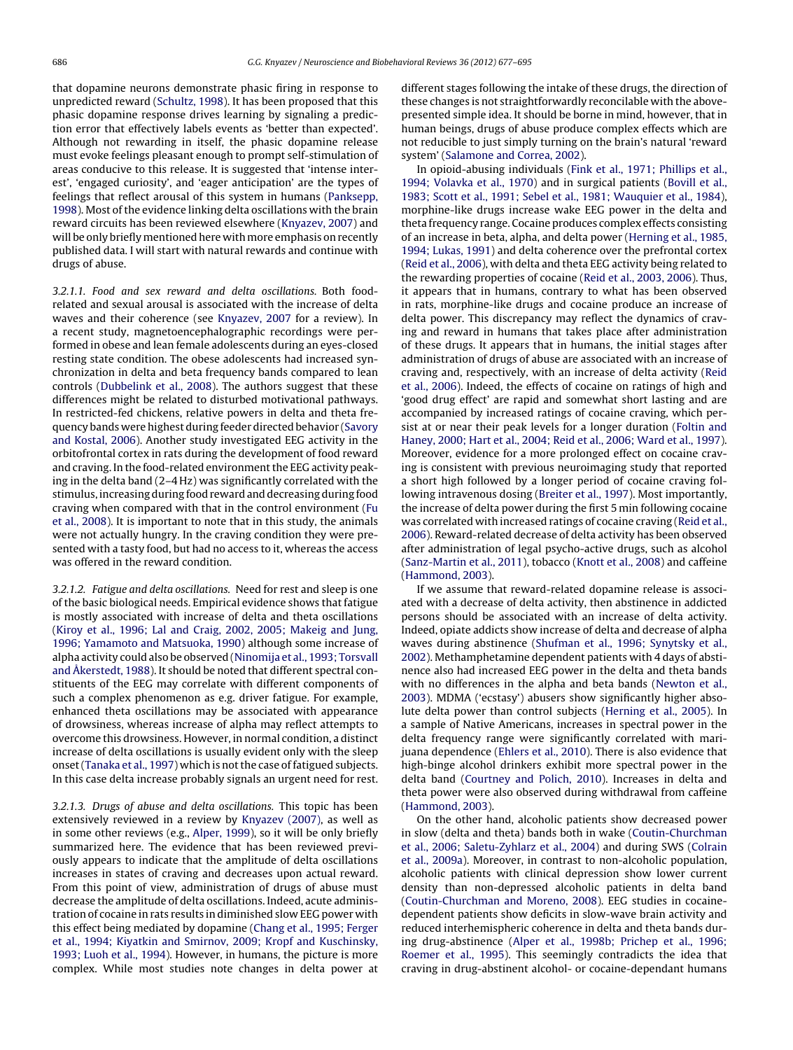that dopamine neurons demonstrate phasic firing in response to unpredicted reward (Schultz, 1998). It has been proposed that this phasic dopamine response drives learning by signaling a prediction error that effectively labels events as 'better than expected'. Although not rewarding in itself, the phasic dopamine release must evoke feelings pleasant enough to prompt self-stimulation of areas conducive to this release. It is suggested that 'intense interest', 'engaged curiosity', and 'eager anticipation' are the types of feelings that reflect arousal of this system in humans (Panksepp, 1998). Most of the evidence linking delta oscillations with the brain reward circuits has been reviewed elsewhere (Knyazev, 2007) and will be only briefly mentioned here with more emphasis on recently published data. I will start with natural rewards and continue with drugs of abuse.

*3.2.1.1. Food and sex reward and delta oscillations.* Both food-related and sexual arousal is associated with the increase of delta waves and their coherence (see Knyazev, 2007 for a review). In a recent study, magnetoencephalographic recordings were performed in obese and lean female adolescents during an eyes-closed resting state condition. The obese adolescents had increased synchronization in delta and beta frequency bands compared to lean controls (Dubbelink et al., 2008). The authors suggest that these differences might be related to disturbed motivational pathways. In restricted-fed chickens, relative powers in delta and theta frequency bands were highest during feeder directed behavior (Savory and Kostal, 2006). Another study investigated EEG activity in the orbitofrontal cortex in rats during the development of food reward and craving. In the food-related environment the EEG activity peaking in the delta band (2–4 Hz) was significantly correlated with the stimulus, increasing during food reward and decreasing during food craving when compared with that in the control environment (Fu et al., 2008). It is important to note that in this study, the animals were not actually hungry. In the craving condition they were presented with a tasty food, but had no access to it, whereas the access was offered in the reward condition.

*3.2.1.2. Fatigue and delta oscillations.* Need for rest and sleep is one of the basic biological needs. Empirical evidence shows that fatigue is mostly associated with increase of delta and theta oscillations (Kiroy et al., 1996; Lal and Craig, 2002, 2005; Makeig and Jung, 1996; Yamamoto and Matsuoka, 1990) although some increase of alpha activity could also be observed (Ninomija et al., 1993; Torsvall and Åkerstedt, 1988). It should be noted that different spectral constituents of the EEG may correlate with different components of such a complex phenomenon as e.g. driver fatigue. For example, enhanced theta oscillations may be associated with appearance of drowsiness, whereas increase of alpha may reflect attempts to overcome this drowsiness. However, in normal condition, a distinct increase of delta oscillations is usually evident only with the sleep onset (Tanaka et al., 1997) which is not the case of fatigued subjects. In this case delta increase probably signals an urgent need for rest.

*3.2.1.3. Drugs of abuse and delta oscillations.* This topic has been extensively reviewed in a review by Knyazev (2007), as well as in some other reviews (e.g., Alper, 1999), so it will be only briefly summarized here. The evidence that has been reviewed previously appears to indicate that the amplitude of delta oscillations increases in states of craving and decreases upon actual reward. From this point of view, administration of drugs of abuse must decrease the amplitude of delta oscillations. Indeed, acute administration of cocaine in rats results in diminished slow EEG power with this effect being mediated by dopamine (Chang et al., 1995; Ferger et al., 1994; Kiyatkin and Smirnov, 2009; Kropf and Kuschinsky, 1993; Luoh et al., 1994). However, in humans, the picture is more complex. While most studies note changes in delta power at different stages following the intake of these drugs, the direction of these changes is not straightforwardly reconcilable with the above-presented simple idea. It should be borne in mind, however, that in human beings, drugs of abuse produce complex effects which are not reducible to just simply turning on the brain's natural 'reward system' (Salamone and Correa, 2002).

In opioid-abusing individuals (Fink et al., 1971; Phillips et al., 1994; Volavka et al., 1970) and in surgical patients (Bovill et al., 1983; Scott et al., 1991; Sebel et al., 1981; Wauquier et al., 1984), morphine-like drugs increase wake EEG power in the delta and theta frequency range. Cocaine produces complex effects consisting of an increase in beta, alpha, and delta power (Herning et al., 1985, 1994; Lukas, 1991) and delta coherence over the prefrontal cortex (Reid et al., 2006), with delta and theta EEG activity being related to the rewarding properties of cocaine (Reid et al., 2003, 2006). Thus, it appears that in humans, contrary to what has been observed in rats, morphine-like drugs and cocaine produce an increase of delta power. This discrepancy may reflect the dynamics of craving and reward in humans that takes place after administration of these drugs. It appears that in humans, the initial stages after administration of drugs of abuse are associated with an increase of craving and, respectively, with an increase of delta activity (Reid et al., 2006). Indeed, the effects of cocaine on ratings of high and 'good drug effect' are rapid and somewhat short lasting and are accompanied by increased ratings of cocaine craving, which persist at or near their peak levels for a longer duration (Foltin and Haney, 2000; Hart et al., 2004; Reid et al., 2006; Ward et al., 1997). Moreover, evidence for a more prolonged effect on cocaine craving is consistent with previous neuroimaging study that reported a short high followed by a longer period of cocaine craving following intravenous dosing (Breiter et al., 1997). Most importantly, the increase of delta power during the first 5 min following cocaine was correlated with increased ratings of cocaine craving (Reid et al., 2006). Reward-related decrease of delta activity has been observed after administration of legal psycho-active drugs, such as alcohol (Sanz-Martin et al., 2011), tobacco (Knott et al., 2008) and caffeine (Hammond, 2003).

If we assume that reward-related dopamine release is associated with a decrease of delta activity, then abstinence in addicted persons should be associated with an increase of delta activity. Indeed, opiate addicts show increase of delta and decrease of alpha waves during abstinence (Shufman et al., 1996; Synytsky et al., 2002). Methamphetamine dependent patients with 4 days of abstinence also had increased EEG power in the delta and theta bands with no differences in the alpha and beta bands (Newton et al., 2003). MDMA ('ecstasy') abusers show significantly higher absolute delta power than control subjects (Herning et al., 2005). In a sample of Native Americans, increases in spectral power in the delta frequency range were significantly correlated with marijuana dependence (Ehlers et al., 2010). There is also evidence that high-binge alcohol drinkers exhibit more spectral power in the delta band (Courtney and Polich, 2010). Increases in delta and theta power were also observed during withdrawal from caffeine (Hammond, 2003).

On the other hand, alcoholic patients show decreased power in slow (delta and theta) bands both in wake (Coutin-Churchman et al., 2006; Saletu-Zyhlarz et al., 2004) and during SWS (Colrain et al., 2009a). Moreover, in contrast to non-alcoholic population, alcoholic patients with clinical depression show lower current density than non-depressed alcoholic patients in delta band (Coutin-Churchman and Moreno, 2008). EEG studies in cocaine-dependent patients show deficits in slow-wave brain activity and reduced interhemispheric coherence in delta and theta bands during drug-abstinence (Alper et al., 1998b; Prichep et al., 1996; Roemer et al., 1995). This seemingly contradicts the idea that craving in drug-abstinent alcohol- or cocaine-dependant humans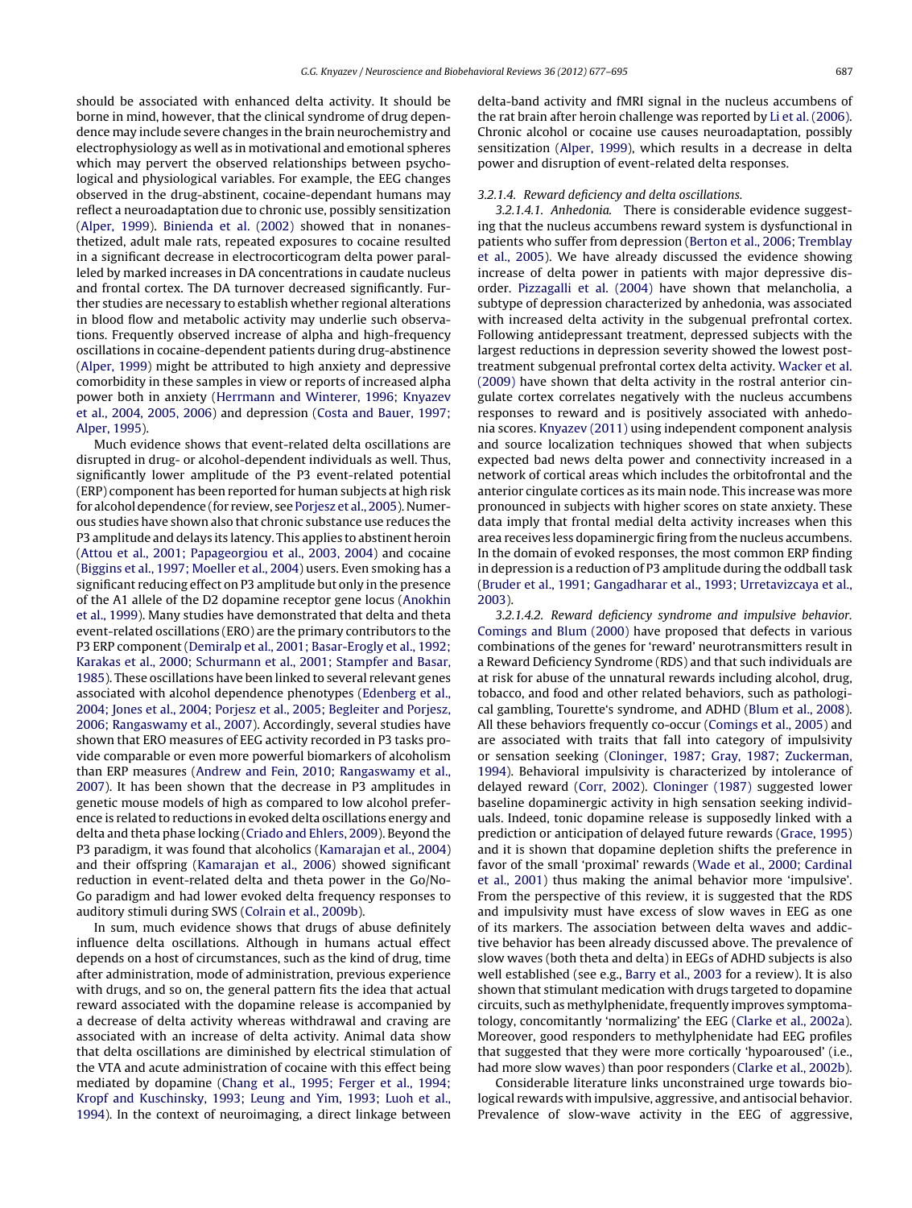should be associated with enhanced delta activity. It should be borne in mind, however, that the clinical syndrome of drug dependence may include severe changes in the brain neurochemistry and electrophysiology as well as in motivational and emotional spheres which may pervert the observed relationships between psychological and physiological variables. For example, the EEG changes observed in the drug-abstinent, cocaine-dependant humans may reflect a neuroadaptation due to chronic use, possibly sensitization (Alper, 1999). Binienda et al. (2002) showed that in nonanesthetized, adult male rats, repeated exposures to cocaine resulted in a significant decrease in electrocorticogram delta power paralleled by marked increases in DA concentrations in caudate nucleus and frontal cortex. The DA turnover decreased significantly. Further studies are necessary to establish whether regional alterations in blood flow and metabolic activity may underlie such observations. Frequently observed increase of alpha and high-frequency oscillations in cocaine-dependent patients during drug-abstinence (Alper, 1999) might be attributed to high anxiety and depressive comorbidity in these samples in view or reports of increased alpha power both in anxiety (Herrmann and Winterer, 1996; Knyazev et al., 2004, 2005, 2006) and depression (Costa and Bauer, 1997; Alper, 1995).

Much evidence shows that event-related delta oscillations are disrupted in drug- or alcohol-dependent individuals as well. Thus, significantly lower amplitude of the P3 event-related potential (ERP) component has been reported for human subjects at high risk for alcohol dependence (for review, see Porjesz et al., 2005). Numerous studies have shown also that chronic substance use reduces the P3 amplitude and delays its latency. This applies to abstinent heroin (Attou et al., 2001; Papageorgiou et al., 2003, 2004) and cocaine (Biggins et al., 1997; Moeller et al., 2004) users. Even smoking has a significant reducing effect on P3 amplitude but only in the presence of the A1 allele of the D2 dopamine receptor gene locus (Anokhin et al., 1999). Many studies have demonstrated that delta and theta event-related oscillations (ERO) are the primary contributors to the P3 ERP component (Demiralp et al., 2001; Basar-Erogly et al., 1992; Karakas et al., 2000; Schurmann et al., 2001; Stampfer and Basar, 1985). These oscillations have been linked to several relevant genes associated with alcohol dependence phenotypes (Edenberg et al., 2004; Jones et al., 2004; Porjesz et al., 2005; Begleiter and Porjesz, 2006; Rangaswamy et al., 2007). Accordingly, several studies have shown that ERO measures of EEG activity recorded in P3 tasks provide comparable or even more powerful biomarkers of alcoholism than ERP measures (Andrew and Fein, 2010; Rangaswamy et al., 2007). It has been shown that the decrease in P3 amplitudes in genetic mouse models of high as compared to low alcohol preference is related to reductions in evoked delta oscillations energy and delta and theta phase locking (Criado and Ehlers, 2009). Beyond the P3 paradigm, it was found that alcoholics (Kamarajan et al., 2004) and their offspring (Kamarajan et al., 2006) showed significant reduction in event-related delta and theta power in the Go/No-Go paradigm and had lower evoked delta frequency responses to auditory stimuli during SWS (Colrain et al., 2009b).

In sum, much evidence shows that drugs of abuse definitely influence delta oscillations. Although in humans actual effect depends on a host of circumstances, such as the kind of drug, time after administration, mode of administration, previous experience with drugs, and so on, the general pattern fits the idea that actual reward associated with the dopamine release is accompanied by a decrease of delta activity whereas withdrawal and craving are associated with an increase of delta activity. Animal data show that delta oscillations are diminished by electrical stimulation of the VTA and acute administration of cocaine with this effect being mediated by dopamine (Chang et al., 1995; Ferger et al., 1994; Kropf and Kuschinsky, 1993; Leung and Yim, 1993; Luoh et al., 1994). In the context of neuroimaging, a direct linkage between delta-band activity and fMRI signal in the nucleus accumbens of the rat brain after heroin challenge was reported by Li et al. (2006). Chronic alcohol or cocaine use causes neuroadaptation, possibly sensitization (Alper, 1999), which results in a decrease in delta power and disruption of event-related delta responses.

*3.2.1.4. Reward deficiency and delta oscillations.*

*3.2.1.4.1. Anhedonia.* There is considerable evidence suggesting that the nucleus accumbens reward system is dysfunctional in patients who suffer from depression (Berton et al., 2006; Tremblay et al., 2005). We have already discussed the evidence showing increase of delta power in patients with major depressive disorder. Pizzagalli et al. (2004) have shown that melancholia, a subtype of depression characterized by anhedonia, was associated with increased delta activity in the subgenual prefrontal cortex. Following antidepressant treatment, depressed subjects with the largest reductions in depression severity showed the lowest post-treatment subgenual prefrontal cortex delta activity. Wacker et al. (2009) have shown that delta activity in the rostral anterior cingulate cortex correlates negatively with the nucleus accumbens responses to reward and is positively associated with anhedonia scores. Knyazev (2011) using independent component analysis and source localization techniques showed that when subjects expected bad news delta power and connectivity increased in a network of cortical areas which includes the orbitofrontal and the anterior cingulate cortices as its main node. This increase was more pronounced in subjects with higher scores on state anxiety. These data imply that frontal medial delta activity increases when this area receives less dopaminergic firing from the nucleus accumbens. In the domain of evoked responses, the most common ERP finding in depression is a reduction of P3 amplitude during the oddball task (Bruder et al., 1991; Gangadharar et al., 1993; Urretavizcaya et al., 2003).

*3.2.1.4.2. Reward deficiency syndrome and impulsive behavior.* Comings and Blum (2000) have proposed that defects in various combinations of the genes for 'reward' neurotransmitters result in a Reward Deficiency Syndrome (RDS) and that such individuals are at risk for abuse of the unnatural rewards including alcohol, drug, tobacco, and food and other related behaviors, such as pathological gambling, Tourette's syndrome, and ADHD (Blum et al., 2008). All these behaviors frequently co-occur (Comings et al., 2005) and are associated with traits that fall into category of impulsivity or sensation seeking (Cloninger, 1987; Gray, 1987; Zuckerman, 1994). Behavioral impulsivity is characterized by intolerance of delayed reward (Corr, 2002). Cloninger (1987) suggested lower baseline dopaminergic activity in high sensation seeking individuals. Indeed, tonic dopamine release is supposedly linked with a prediction or anticipation of delayed future rewards (Grace, 1995) and it is shown that dopamine depletion shifts the preference in favor of the small 'proximal' rewards (Wade et al., 2000; Cardinal et al., 2001) thus making the animal behavior more 'impulsive'. From the perspective of this review, it is suggested that the RDS and impulsivity must have excess of slow waves in EEG as one of its markers. The association between delta waves and addictive behavior has been already discussed above. The prevalence of slow waves (both theta and delta) in EEGs of ADHD subjects is also well established (see e.g., Barry et al., 2003 for a review). It is also shown that stimulant medication with drugs targeted to dopamine circuits, such as methylphenidate, frequently improves symptomatology, concomitantly 'normalizing' the EEG (Clarke et al., 2002a). Moreover, good responders to methylphenidate had EEG profiles that suggested that they were more cortically 'hypoaroused' (i.e., had more slow waves) than poor responders (Clarke et al., 2002b).

Considerable literature links unconstrained urge towards biological rewards with impulsive, aggressive, and antisocial behavior. Prevalence of slow-wave activity in the EEG of aggressive,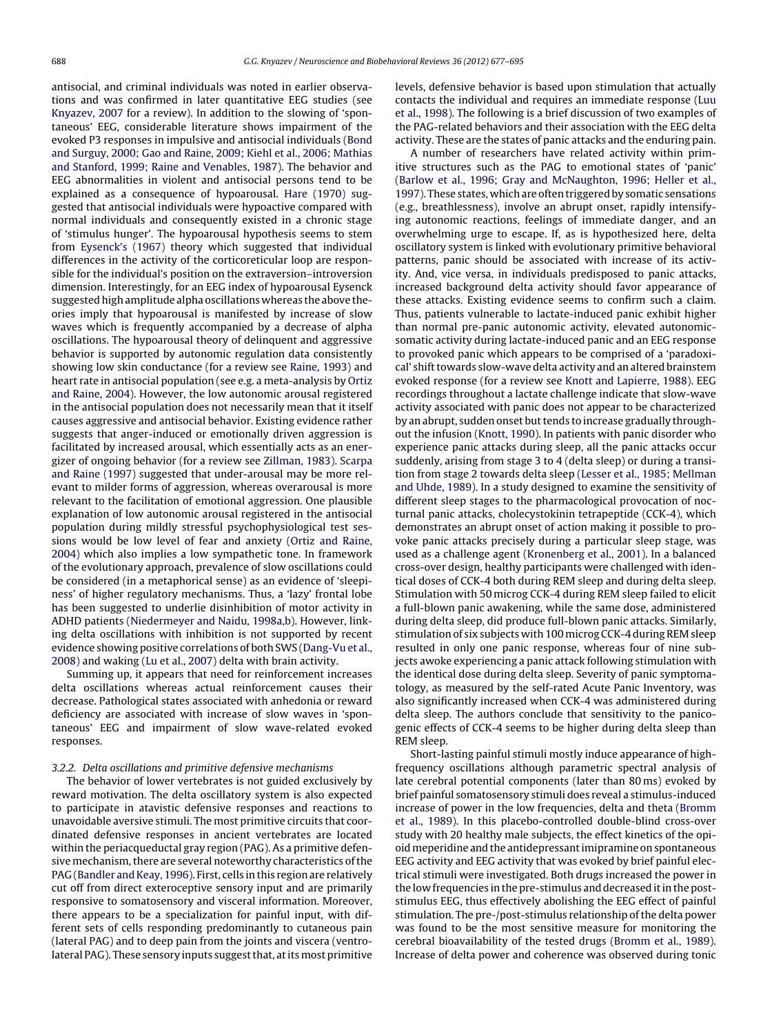antisocial, and criminal individuals was noted in earlier observations and was confirmed in later quantitative EEG studies (see Knyazev, 2007 for a review). In addition to the slowing of 'spontaneous' EEG, considerable literature shows impairment of the evoked P3 responses in impulsive and antisocial individuals (Bond and Surguy, 2000; Gao and Raine, 2009; Kiehl et al., 2006; Mathias and Stanford, 1999; Raine and Venables, 1987). The behavior and EEG abnormalities in violent and antisocial persons tend to be explained as a consequence of hypoarousal. Hare (1970) suggested that antisocial individuals were hypoactive compared with normal individuals and consequently existed in a chronic stage of 'stimulus hunger'. The hypoarousal hypothesis seems to stem from Eysenck's (1967) theory which suggested that individual differences in the activity of the corticoreticular loop are responsible for the individual's position on the extraversion–introversion dimension. Interestingly, for an EEG index of hypoarousal Eysenck suggested high amplitude alpha oscillations whereas the above theories imply that hypoarousal is manifested by increase of slow waves which is frequently accompanied by a decrease of alpha oscillations. The hypoarousal theory of delinquent and aggressive behavior is supported by autonomic regulation data consistently showing low skin conductance (for a review see Raine, 1993) and heart rate in antisocial population (see e.g. a meta-analysis by Ortiz and Raine, 2004). However, the low autonomic arousal registered in the antisocial population does not necessarily mean that it itself causes aggressive and antisocial behavior. Existing evidence rather suggests that anger-induced or emotionally driven aggression is facilitated by increased arousal, which essentially acts as an energizer of ongoing behavior (for a review see Zillman, 1983). Scarpa and Raine (1997) suggested that under-arousal may be more relevant to milder forms of aggression, whereas overarousal is more relevant to the facilitation of emotional aggression. One plausible explanation of low autonomic arousal registered in the antisocial population during mildly stressful psychophysiological test sessions would be low level of fear and anxiety (Ortiz and Raine, 2004) which also implies a low sympathetic tone. In framework of the evolutionary approach, prevalence of slow oscillations could be considered (in a metaphorical sense) as an evidence of 'sleepiness' of higher regulatory mechanisms. Thus, a 'lazy' frontal lobe has been suggested to underlie disinhibition of motor activity in ADHD patients (Niedermeyer and Naidu, 1998a,b). However, linking delta oscillations with inhibition is not supported by recent evidence showing positive correlations of both SWS (Dang-Vu et al., 2008) and waking (Lu et al., 2007) delta with brain activity.

Summing up, it appears that need for reinforcement increases delta oscillations whereas actual reinforcement causes their decrease. Pathological states associated with anhedonia or reward deficiency are associated with increase of slow waves in 'spontaneous' EEG and impairment of slow wave-related evoked responses.

#### 3.2.2. Delta oscillations and primitive defensive mechanisms

The behavior of lower vertebrates is not guided exclusively by reward motivation. The delta oscillatory system is also expected to participate in atavistic defensive responses and reactions to unavoidable aversive stimuli. The most primitive circuits that coordinated defensive responses in ancient vertebrates are located within the periacqueductal gray region (PAG). As a primitive defensive mechanism, there are several noteworthy characteristics of the PAG (Bandler and Keay, 1996). First, cells in this region are relatively cut off from direct exteroceptive sensory input and are primarily responsive to somatosensory and visceral information. Moreover, there appears to be a specialization for painful input, with different sets of cells responding predominantly to cutaneous pain (lateral PAG) and to deep pain from the joints and viscera (ventrolateral PAG). These sensory inputs suggest that, at its most primitive levels, defensive behavior is based upon stimulation that actually contacts the individual and requires an immediate response (Luu et al., 1998). The following is a brief discussion of two examples of the PAG-related behaviors and their association with the EEG delta activity. These are the states of panic attacks and the enduring pain.

A number of researchers have related activity within primitive structures such as the PAG to emotional states of 'panic' (Barlow et al., 1996; Gray and McNaughton, 1996; Heller et al., 1997). These states, which are often triggered by somatic sensations (e.g., breathlessness), involve an abrupt onset, rapidly intensifying autonomic reactions, feelings of immediate danger, and an overwhelming urge to escape. If, as is hypothesized here, delta oscillatory system is linked with evolutionary primitive behavioral patterns, panic should be associated with increase of its activity. And, vice versa, in individuals predisposed to panic attacks, increased background delta activity should favor appearance of these attacks. Existing evidence seems to confirm such a claim. Thus, patients vulnerable to lactate-induced panic exhibit higher than normal pre-panic autonomic activity, elevated autonomic-somatic activity during lactate-induced panic and an EEG response to provoked panic which appears to be comprised of a 'paradoxical' shift towards slow-wave delta activity and an altered brainstem evoked response (for a review see Knott and Lapierre, 1988). EEG recordings throughout a lactate challenge indicate that slow-wave activity associated with panic does not appear to be characterized by an abrupt, sudden onset but tends to increase gradually throughout the infusion (Knott, 1990). In patients with panic disorder who experience panic attacks during sleep, all the panic attacks occur suddenly, arising from stage 3 to 4 (delta sleep) or during a transition from stage 2 towards delta sleep (Lesser et al., 1985; Mellman and Uhde, 1989). In a study designed to examine the sensitivity of different sleep stages to the pharmacological provocation of nocturnal panic attacks, cholecystokinin tetrapeptide (CCK-4), which demonstrates an abrupt onset of action making it possible to provoke panic attacks precisely during a particular sleep stage, was used as a challenge agent (Kronenberg et al., 2001). In a balanced cross-over design, healthy participants were challenged with identical doses of CCK-4 both during REM sleep and during delta sleep. Stimulation with 50 microg CCK-4 during REM sleep failed to elicit a full-blown panic awakening, while the same dose, administered during delta sleep, did produce full-blown panic attacks. Similarly, stimulation of six subjects with 100 microg CCK-4 during REM sleep resulted in only one panic response, whereas four of nine subjects awoke experiencing a panic attack following stimulation with the identical dose during delta sleep. Severity of panic symptomatology, as measured by the self-rated Acute Panic Inventory, was also significantly increased when CCK-4 was administered during delta sleep. The authors conclude that sensitivity to the panicogenic effects of CCK-4 seems to be higher during delta sleep than REM sleep.

Short-lasting painful stimuli mostly induce appearance of high-frequency oscillations although parametric spectral analysis of late cerebral potential components (later than 80 ms) evoked by brief painful somatosensory stimuli does reveal a stimulus-induced increase of power in the low frequencies, delta and theta (Bromm et al., 1989). In this placebo-controlled double-blind cross-over study with 20 healthy male subjects, the effect kinetics of the opioid meperidine and the antidepressant imipramine on spontaneous EEG activity and EEG activity that was evoked by brief painful electrical stimuli were investigated. Both drugs increased the power in the low frequencies in the pre-stimulus and decreased it in the post-stimulus EEG, thus effectively abolishing the EEG effect of painful stimulation. The pre-/post-stimulus relationship of the delta power was found to be the most sensitive measure for monitoring the cerebral bioavailability of the tested drugs (Bromm et al., 1989). Increase of delta power and coherence was observed during tonic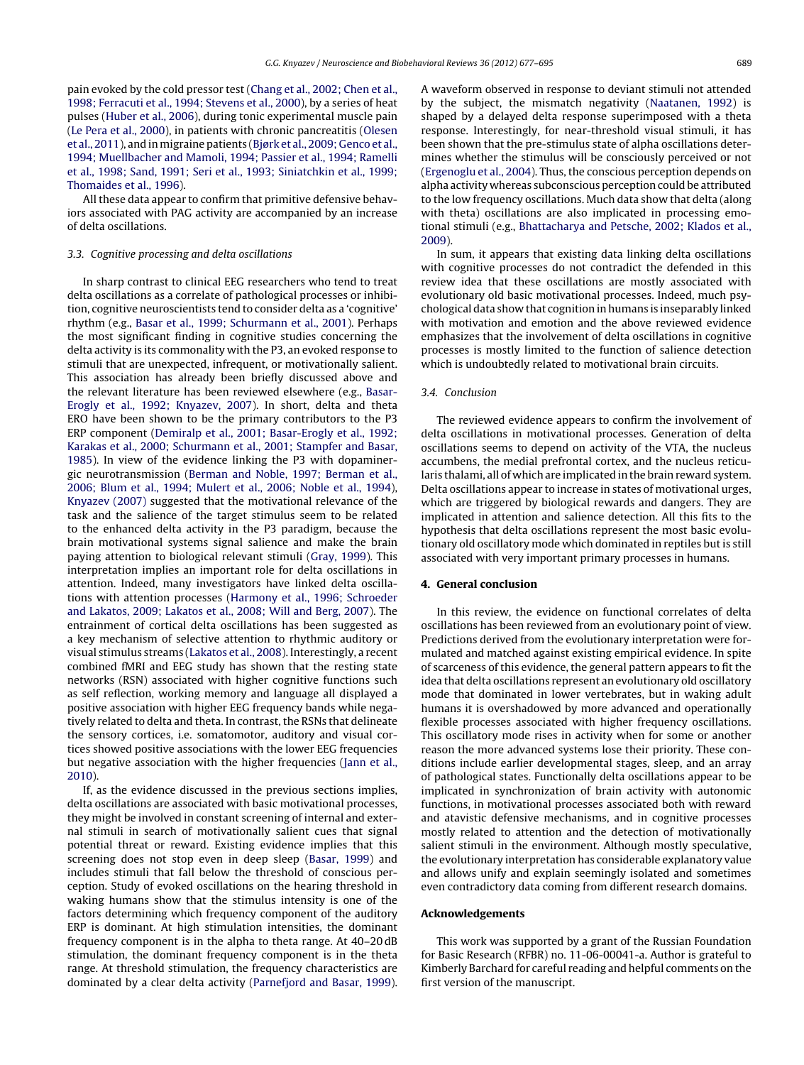pain evoked by the cold pressor test (Chang et al., 2002; Chen et al., 1998; Ferracuti et al., 1994; Stevens et al., 2000), by a series of heat pulses (Huber et al., 2006), during tonic experimental muscle pain (Le Pera et al., 2000), in patients with chronic pancreatitis (Olesen et al., 2011), and in migraine patients (Bjørk et al., 2009; Genco et al., 1994; Muellbacher and Mamoli, 1994; Passier et al., 1994; Ramelli et al., 1998; Sand, 1991; Seri et al., 1993; Siniatchkin et al., 1999; Thomaides et al., 1996).

All these data appear to confirm that primitive defensive behaviors associated with PAG activity are accompanied by an increase of delta oscillations.

### 3.3. Cognitive processing and delta oscillations

In sharp contrast to clinical EEG researchers who tend to treat delta oscillations as a correlate of pathological processes or inhibition, cognitive neuroscientists tend to consider delta as a 'cognitive' rhythm (e.g., Basar et al., 1999; Schurmann et al., 2001). Perhaps the most significant finding in cognitive studies concerning the delta activity is its commonality with the P3, an evoked response to stimuli that are unexpected, infrequent, or motivationally salient. This association has already been briefly discussed above and the relevant literature has been reviewed elsewhere (e.g., Basar-Erogly et al., 1992; Knyazev, 2007). In short, delta and theta ERO have been shown to be the primary contributors to the P3 ERP component (Demiralp et al., 2001; Basar-Erogly et al., 1992; Karakas et al., 2000; Schurmann et al., 2001; Stampfer and Basar, 1985). In view of the evidence linking the P3 with dopaminergic neurotransmission (Berman and Noble, 1997; Berman et al., 2006; Blum et al., 1994; Mulert et al., 2006; Noble et al., 1994), Knyazev (2007) suggested that the motivational relevance of the task and the salience of the target stimulus seem to be related to the enhanced delta activity in the P3 paradigm, because the brain motivational systems signal salience and make the brain paying attention to biological relevant stimuli (Gray, 1999). This interpretation implies an important role for delta oscillations in attention. Indeed, many investigators have linked delta oscillations with attention processes (Harmony et al., 1996; Schroeder and Lakatos, 2009; Lakatos et al., 2008; Will and Berg, 2007). The entrainment of cortical delta oscillations has been suggested as a key mechanism of selective attention to rhythmic auditory or visual stimulus streams (Lakatos et al., 2008). Interestingly, a recent combined fMRI and EEG study has shown that the resting state networks (RSN) associated with higher cognitive functions such as self reflection, working memory and language all displayed a positive association with higher EEG frequency bands while negatively related to delta and theta. In contrast, the RSNs that delineate the sensory cortices, i.e. somatomotor, auditory and visual cortices showed positive associations with the lower EEG frequencies but negative association with the higher frequencies (Jann et al., 2010).

If, as the evidence discussed in the previous sections implies, delta oscillations are associated with basic motivational processes, they might be involved in constant screening of internal and external stimuli in search of motivationally salient cues that signal potential threat or reward. Existing evidence implies that this screening does not stop even in deep sleep (Basar, 1999) and includes stimuli that fall below the threshold of conscious perception. Study of evoked oscillations on the hearing threshold in waking humans show that the stimulus intensity is one of the factors determining which frequency component of the auditory ERP is dominant. At high stimulation intensities, the dominant frequency component is in the alpha to theta range. At 40–20 dB stimulation, the dominant frequency component is in the theta range. At threshold stimulation, the frequency characteristics are dominated by a clear delta activity (Parnefjord and Basar, 1999). A waveform observed in response to deviant stimuli not attended by the subject, the mismatch negativity (Naatanen, 1992) is shaped by a delayed delta response superimposed with a theta response. Interestingly, for near-threshold visual stimuli, it has been shown that the pre-stimulus state of alpha oscillations determines whether the stimulus will be consciously perceived or not (Ergenoglu et al., 2004). Thus, the conscious perception depends on alpha activity whereas subconscious perception could be attributed to the low frequency oscillations. Much data show that delta (along with theta) oscillations are also implicated in processing emotional stimuli (e.g., Bhattacharya and Petsche, 2002; Klados et al., 2009).

In sum, it appears that existing data linking delta oscillations with cognitive processes do not contradict the defended in this review idea that these oscillations are mostly associated with evolutionary old basic motivational processes. Indeed, much psychological data show that cognition in humans is inseparably linked with motivation and emotion and the above reviewed evidence emphasizes that the involvement of delta oscillations in cognitive processes is mostly limited to the function of salience detection which is undoubtedly related to motivational brain circuits.

### 3.4. Conclusion

The reviewed evidence appears to confirm the involvement of delta oscillations in motivational processes. Generation of delta oscillations seems to depend on activity of the VTA, the nucleus accumbens, the medial prefrontal cortex, and the nucleus reticularis thalami, all of which are implicated in the brain reward system. Delta oscillations appear to increase in states of motivational urges, which are triggered by biological rewards and dangers. They are implicated in attention and salience detection. All this fits to the hypothesis that delta oscillations represent the most basic evolutionary old oscillatory mode which dominated in reptiles but is still associated with very important primary processes in humans.

## 4. General conclusion

In this review, the evidence on functional correlates of delta oscillations has been reviewed from an evolutionary point of view. Predictions derived from the evolutionary interpretation were formulated and matched against existing empirical evidence. In spite of scarceness of this evidence, the general pattern appears to fit the idea that delta oscillations represent an evolutionary old oscillatory mode that dominated in lower vertebrates, but in waking adult humans it is overshadowed by more advanced and operationally flexible processes associated with higher frequency oscillations. This oscillatory mode rises in activity when for some or another reason the more advanced systems lose their priority. These conditions include earlier developmental stages, sleep, and an array of pathological states. Functionally delta oscillations appear to be implicated in synchronization of brain activity with autonomic functions, in motivational processes associated both with reward and atavistic defensive mechanisms, and in cognitive processes mostly related to attention and the detection of motivationally salient stimuli in the environment. Although mostly speculative, the evolutionary interpretation has considerable explanatory value and allows unify and explain seemingly isolated and sometimes even contradictory data coming from different research domains.

## Acknowledgements

This work was supported by a grant of the Russian Foundation for Basic Research (RFBR) no. 11-06-00041-a. Author is grateful to Kimberly Barchard for careful reading and helpful comments on the first version of the manuscript.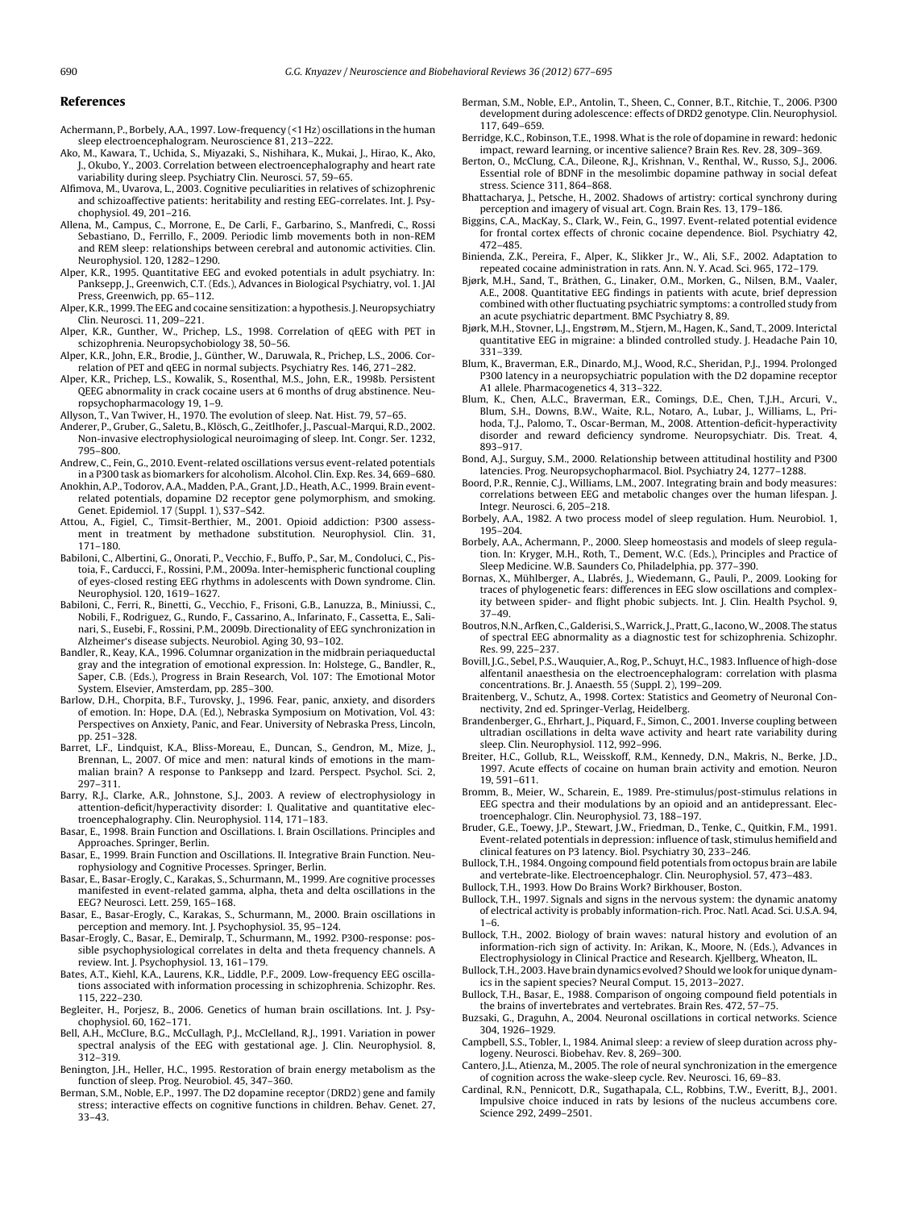## References

Achermann, P., Borbely, A.A., 1997. Low-frequency (<1 Hz) oscillations in the human sleep electroencephalogram. Neuroscience 81, 213–222.

Ako, M., Kawara, T., Uchida, S., Miyazaki, S., Nishihara, K., Mukai, J., Hirao, K., Ako, J., Okubo, Y., 2003. Correlation between electroencephalography and heart rate variability during sleep. Psychiatry Clin. Neurosci. 57, 59–65.

Alfimova, M., Uvarova, L., 2003. Cognitive peculiarities in relatives of schizophrenic and schizoaffective patients: heritability and resting EEG-correlates. Int. J. Psychophysiol. 49, 201–216.

Allena, M., Campus, C., Morrone, E., De Carli, F., Garbarino, S., Manfredi, C., Rossi Sebastiano, D., Ferrillo, F., 2009. Periodic limb movements both in non-REM and REM sleep: relationships between cerebral and autonomic activities. Clin. Neurophysiol. 120, 1282–1290.

Alper, K.R., 1995. Quantitative EEG and evoked potentials in adult psychiatry. In: Panksepp, J., Greenwich, C.T. (Eds.), Advances in Biological Psychiatry, vol. 1. JAI Press, Greenwich, pp. 65–112.

Alper, K.R., 1999. The EEG and cocaine sensitization: a hypothesis. J. Neuropsychiatry Clin. Neurosci. 11, 209–221.

Alper, K.R., Gunther, W., Prichep, L.S., 1998. Correlation of qEEG with PET in schizophrenia. Neuropsychobiology 38, 50–56.

Alper, K.R., John, E.R., Brodie, J., Günther, W., Daruwala, R., Prichep, L.S., 2006. Correlation of PET and qEEG in normal subjects. Psychiatry Res. 146, 271–282.

Alper, K.R., Prichep, L.S., Kowalik, S., Rosenthal, M.S., John, E.R., 1998b. Persistent QEEG abnormality in crack cocaine users at 6 months of drug abstinence. Neuropsychopharmacology 19, 1–9.

Allyson, T., Van Twiver, H., 1970. The evolution of sleep. Nat. Hist. 79, 57–65.

Anderer, P., Gruber, G., Saletu, B., Klösch, G., Zeitlhofer, J., Pascual-Marqui, R.D., 2002. Non-invasive electrophysiological neuroimaging of sleep. Int. Congr. Ser. 1232, 795–800.

Andrew, C., Fein, G., 2010. Event-related oscillations versus event-related potentials in a P300 task as biomarkers for alcoholism. Alcohol. Clin. Exp. Res. 34, 669–680.

Anokhin, A.P., Todorov, A.A., Madden, P.A., Grant, J.D., Heath, A.C., 1999. Brain event-related potentials, dopamine D2 receptor gene polymorphism, and smoking. Genet. Epidemiol. 17 (Suppl. 1), S37–S42.

Attou, A., Figiel, C., Timsit-Berthier, M., 2001. Opioid addiction: P300 assessment in treatment by methadone substitution. Neurophysiol. Clin. 31, 171–180.

Babiloni, C., Albertini, G., Onorati, P., Vecchio, F., Buffo, P., Sar, M., Condoluci, C., Pistoia, F., Carducci, F., Rossini, P.M., 2009a. Inter-hemispheric functional coupling of eyes-closed resting EEG rhythms in adolescents with Down syndrome. Clin. Neurophysiol. 120, 1619–1627.

Babiloni, C., Ferri, R., Binetti, G., Vecchio, F., Frisoni, G.B., Lanuzza, B., Miniussi, C., Nobili, F., Rodriguez, G., Rundo, F., Cassarino, A., Infarinato, F., Cassetta, E., Salinari, S., Eusebi, F., Rossini, P.M., 2009b. Directionality of EEG synchronization in Alzheimer's disease subjects. Neurobiol. Aging 30, 93–102.

Bandler, R., Keay, K.A., 1996. Columnar organization in the midbrain periaqueductal gray and the integration of emotional expression. In: Holstege, G., Bandler, R., Saper, C.B. (Eds.), Progress in Brain Research, Vol. 107: The Emotional Motor System. Elsevier, Amsterdam, pp. 285–300.

Barlow, D.H., Chorpita, B.F., Turovsky, J., 1996. Fear, panic, anxiety, and disorders of emotion. In: Hope, D.A. (Ed.), Nebraska Symposium on Motivation, Vol. 43: Perspectives on Anxiety, Panic, and Fear. University of Nebraska Press, Lincoln, pp. 251–328.

Barret, L.F., Lindquist, K.A., Bliss-Moreau, E., Duncan, S., Gendron, M., Mize, J., Brennan, L., 2007. Of mice and men: natural kinds of emotions in the mammalian brain? A response to Panksepp and Izard. Perspect. Psychol. Sci. 2, 297–311.

Barry, R.J., Clarke, A.R., Johnstone, S.J., 2003. A review of electrophysiology in attention-deficit/hyperactivity disorder: I. Qualitative and quantitative electroencephalography. Clin. Neurophysiol. 114, 171–183.

Basar, E., 1998. Brain Function and Oscillations. I. Brain Oscillations. Principles and Approaches. Springer, Berlin.

Basar, E., 1999. Brain Function and Oscillations. II. Integrative Brain Function. Neurophysiology and Cognitive Processes. Springer, Berlin.

Basar, E., Basar-Erogly, C., Karakas, S., Schurmann, M., 1999. Are cognitive processes manifested in event-related gamma, alpha, theta and delta oscillations in the EEG? Neurosci. Lett. 259, 165–168.

Basar, E., Basar-Erogly, C., Karakas, S., Schurmann, M., 2000. Brain oscillations in perception and memory. Int. J. Psychophysiol. 35, 95–124.

Basar-Erogly, C., Basar, E., Demiralp, T., Schurmann, M., 1992. P300-response: possible psychophysiological correlates in delta and theta frequency channels. A review. Int. J. Psychophysiol. 13, 161–179.

Bates, A.T., Kiehl, K.A., Laurens, K.R., Liddle, P.F., 2009. Low-frequency EEG oscillations associated with information processing in schizophrenia. Schizophr. Res. 115, 222–230.

Begleiter, H., Porjesz, B., 2006. Genetics of human brain oscillations. Int. J. Psychophysiol. 60, 162–171.

Bell, A.H., McClure, B.G., McCullagh, P.J., McClelland, R.J., 1991. Variation in power spectral analysis of the EEG with gestational age. J. Clin. Neurophysiol. 8, 312–319.

Benington, J.H., Heller, H.C., 1995. Restoration of brain energy metabolism as the function of sleep. Prog. Neurobiol. 45, 347–360.

Berman, S.M., Noble, E.P., 1997. The D2 dopamine receptor (DRD2) gene and family stress; interactive effects on cognitive functions in children. Behav. Genet. 27, 33–43.

Berman, S.M., Noble, E.P., Antolin, T., Sheen, C., Conner, B.T., Ritchie, T., 2006. P300 development during adolescence: effects of DRD2 genotype. Clin. Neurophysiol. 117, 649–659.

Berridge, K.C., Robinson, T.E., 1998. What is the role of dopamine in reward: hedonic impact, reward learning, or incentive salience? Brain Res. Rev. 28, 309–369.

Berton, O., McClung, C.A., Dileone, R.J., Krishnan, V., Renthal, W., Russo, S.J., 2006. Essential role of BDNF in the mesolimbic dopamine pathway in social defeat stress. Science 311, 864–868.

Bhattacharya, J., Petsche, H., 2002. Shadows of artistry: cortical synchrony during perception and imagery of visual art. Cogn. Brain Res. 13, 179–186.

Biggins, C.A., MacKay, S., Clark, W., Fein, G., 1997. Event-related potential evidence for frontal cortex effects of chronic cocaine dependence. Biol. Psychiatry 42, 472–485.

Bienienda, Z.K., Pereira, F., Alper, K., Slikker Jr., W., Ali, S.F., 2002. Adaptation to repeated cocaine administration in rats. Ann. N. Y. Acad. Sci. 965, 172–179.

Bjørk, M.H., Sand, T., Bråthen, G., Linaker, O.M., Morken, G., Nilsen, B.M., Vaaler, A.E., 2008. Quantitative EEG findings in patients with acute, brief depression combined with other fluctuating psychiatric symptoms: a controlled study from an acute psychiatric department. BMC Psychiatry 8, 89.

Bjørk, M.H., Stovner, L.J., Engstrøm, M., Stjern, M., Hagen, K., Sand, T., 2009. Interictal quantitative EEG in migraine: a blinded controlled study. J. Headache Pain 10, 331–339.

Blum, K., Braverman, E.R., Dinardo, M.J., Wood, R.C., Sheridan, P.J., 1994. Prolonged P300 latency in a neuropsychiatric population with the D2 dopamine receptor A1 allele. Pharmacogenetics 4, 313–322.

Blum, K., Chen, A.L.C., Braverman, E.R., Comings, D.E., Chen, T.J.H., Arcuri, V., Blum, S.H., Downs, B.W., Waite, R.L., Notaro, A., Lubar, J., Williams, L., Prihoda, T.J., Palomo, T., Oscar-Berman, M., 2008. Attention-deficit-hyperactivity disorder and reward deficiency syndrome. Neuropsychiatr. Dis. Treat. 4, 893–917.

Bond, A.J., Surguy, S.M., 2000. Relationship between attitudinal hostility and P300 latencies. Prog. Neuropsychopharmacol. Biol. Psychiatry 24, 1277–1288.

Boord, P.R., Rennie, C.J., Williams, L.M., 2007. Integrating brain and body measures: correlations between EEG and metabolic changes over the human lifespan. J. Integr. Neurosci. 6, 205–218.

Borbely, A.A., 1982. A two process model of sleep regulation. Hum. Neurobiol. 1, 195–204.

Borbely, A.A., Achermann, P., 2000. Sleep homeostasis and models of sleep regulation. In: Kryger, M.H., Roth, T., Dement, W.C. (Eds.), Principles and Practice of Sleep Medicine. W.B. Saunders Co, Philadelphia, pp. 377–390.

Bornas, X., Mühlberger, A., Llabrés, J., Wiedemann, G., Pauli, P., 2009. Looking for traces of phylogenetic fears: differences in EEG slow oscillations and complexity between spider- and flight phobic subjects. Int. J. Clin. Health Psychol. 9, 37–49.

Boutros, N.N., Arfken, C., Galderisi, S., Warrick, J., Pratt, G., Iacono, W., 2008. The status of spectral EEG abnormality as a diagnostic test for schizophrenia. Schizophr. Res. 99, 225–237.

Bovill, J.G., Sebel, P.S., Wauquier, A., Rog, P., Schuyt, H.C., 1983. Influence of high-dose alfentanil anaesthesia on the electroencephalogram: correlation with plasma concentrations. Br. J. Anaesth. 55 (Suppl. 2), 199–209.

Braitenberg, V., Schutz, A., 1998. Cortex: Statistics and Geometry of Neuronal Connectivity, 2nd ed. Springer-Verlag, Heidelberg.

Brandenberger, G., Ehrhart, J., Piquard, F., Simon, C., 2001. Inverse coupling between ultradian oscillations in delta wave activity and heart rate variability during sleep. Clin. Neurophysiol. 112, 992–996.

Breiter, H.C., Gollub, R.L., Weisskoff, R.M., Kennedy, D.N., Makris, N., Berke, J.D., 1997. Acute effects of cocaine on human brain activity and emotion. Neuron 19, 591–611.

Bromm, B., Meier, W., Scharein, E., 1989. Pre-stimulus/post-stimulus relations in EEG spectra and their modulations by an opioid and an antidepressant. Electroencephalogr. Clin. Neurophysiol. 73, 188–197.

Bruder, G.E., Toewy, J.P., Stewart, J.W., Friedman, D., Tenke, C., Quitkin, F.M., 1991. Event-related potentials in depression: influence of task, stimulus hemifield and clinical features on P3 latency. Biol. Psychiatry 30, 233–246.

Bullock, T.H., 1984. Ongoing compound field potentials from octopus brain are labile and vertebrate-like. Electroencephalogr. Clin. Neurophysiol. 57, 473–483.

Bullock, T.H., 1993. How Do Brains Work? Birkhouser, Boston.

Bullock, T.H., 1997. Signals and signs in the nervous system: the dynamic anatomy of electrical activity is probably information-rich. Proc. Natl. Acad. Sci. U.S.A. 94, 1–6.

Bullock, T.H., 2002. Biology of brain waves: natural history and evolution of an information-rich sign of activity. In: Arikan, K., Moore, N. (Eds.), Advances in Electrophysiology in Clinical Practice and Research. Kjellberg, Wheaton, IL.

Bullock, T.H., 2003. Have brain dynamics evolved? Should we look for unique dynamics in the sapient species? Neural Comput. 15, 2013–2027.

Bullock, T.H., Basar, E., 1988. Comparison of ongoing compound field potentials in the brains of invertebrates and vertebrates. Brain Res. 472, 57–75.

Buzsaki, G., Draguhn, A., 2004. Neuronal oscillations in cortical networks. Science 304, 1926–1929.

Campbell, S.S., Tobler, I., 1984. Animal sleep: a review of sleep duration across phylogeny. Neurosci. Biobehav. Rev. 8, 269–300.

Cantero, J.L., Atienza, M., 2005. The role of neural synchronization in the emergence of cognition across the wake-sleep cycle. Rev. Neurosci. 16, 69–83.

Cardinal, R.N., Pennicott, D.R., Sugathapala, C.L., Robbins, T.W., Everitt, B.J., 2001. Impulsive choice induced in rats by lesions of the nucleus accumbens core. Science 292, 2499–2501.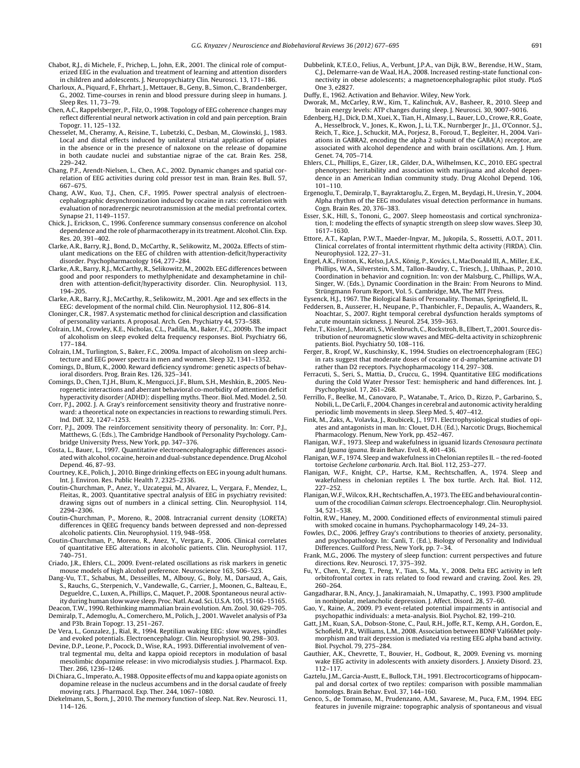Chabot, R.J., di Michele, F., Prichep, L., John, E.R., 2001. The clinical role of computerized EEG in the evaluation and treatment of learning and attention disorders in children and adolescents. J. Neuropsychiatry Clin. Neurosci. 13, 171–186.

Charloux, A., Piquard, F., Ehrhart, J., Mettauer, B., Geny, B., Simon, C., Brandenberger, G., 2002. Time-courses in renin and blood pressure during sleep in humans. J. Sleep Res. 11, 73–79.

Chen, A.C., Rappelsberger, P., Filz, O., 1998. Topology of EEG coherence changes may reflect differential neural network activation in cold and pain perception. Brain Topogr. 11, 125–132.

Chesselet, M., Cheramy, A., Reisine, T., Lubetzki, C., Desban, M., Glowinski, J., 1983. Local and distal effects induced by unilateral striatal application of opiates in the absence or in the presence of naloxone on the release of dopamine in both caudate nuclei and substantiae nigrae of the cat. Brain Res. 258, 229–242.

Chang, P.F., Arendt-Nielsen, L., Chen, A.C., 2002. Dynamic changes and spatial correlation of EEG activities during cold pressor test in man. Brain Res. Bull. 57, 667–675.

Chang, A.W., Kuo, T.J., Chen, C.F., 1995. Power spectral analysis of electroencephalographic desynchronization induced by cocaine in rats: correlation with evaluation of noradrenergic neurotransmission at the medial prefrontal cortex. Synapse 21, 1149–1157.

Chick, J., Erickson, C., 1996. Conference summary consensus conference on alcohol dependence and the role of pharmacotherapy in its treatment. Alcohol. Clin. Exp. Res. 20, 391–402.

Clarke, A.R., Barry, R.J., Bond, D., McCarthy, R., Selikowitz, M., 2002a. Effects of stimulant medications on the EEG of children with attention-deficit/hyperactivity disorder. Psychopharmacology 164, 277–284.

Clarke, A.R., Barry, R.J., McCarthy, R., Selikowitz, M., 2002b. EEG differences between good and poor responders to methylphenidate and dexamphetamine in children with attention-deficit/hyperactivity disorder. Clin. Neurophysiol. 113, 194–205.

Clarke, A.R., Barry, R.J., McCarthy, R., Selikowitz, M., 2001. Age and sex effects in the EEG: development of the normal child. Clin. Neurophysiol. 112, 806–814.

Cloninger, C.R., 1987. A systematic method for clinical description and classification of personality variants. A proposal. Arch. Gen. Psychiatry 44, 573–588.

Colrain, I.M., Crowley, K.E., Nicholas, C.L., Padilla, M., Baker, F.C., 2009b. The impact of alcoholism on sleep evoked delta frequency responses. Biol. Psychiatry 66, 177–184.

Colrain, I.M., Turlington, S., Baker, F.C., 2009a. Impact of alcoholism on sleep architecture and EEG power spectra in men and women. Sleep 32, 1341–1352.

Comings, D., Blum, K., 2000. Reward deficiency syndrome: genetic aspects of behavioral disorders. Prog. Brain Res. 126, 325–341.

Comings, D., Chen, T.J.H., Blum, K., Mengucci, J.F., Blum, S.H., Meshkin, B., 2005. Neurogenetic interactions and aberrant behavioral co-morbidity of attention deficit hyperactivity disorder (ADHD): dispelling myths. Theor. Biol. Med. Model. 2, 50.

Corr, P.J., 2002. J. A. Gray's reinforcement sensitivity theory and frustrative nonreward: a theoretical note on expectancies in reactions to rewarding stimuli. Pers. Ind. Diff. 32, 1247–1253.

Corr, P.J., 2009. The reinforcement sensitivity theory of personality. In: Corr, P.J., Matthews, G. (Eds.), The Cambridge Handbook of Personality Psychology. Cambridge University Press, New York, pp. 347–376.

Costa, L., Bauer, L., 1997. Quantitative electroencephalographic differences associated with alcohol, cocaine, heroin and dual-substance dependence. Drug Alcohol Depend. 46, 87–93.

Courtney, K.E., Polich, J., 2010. Binge drinking effects on EEG in young adult humans. Int. J. Environ. Res. Public Health 7, 2325–2336.

Coutin-Churchman, P., Anez, Y., Uzcategui, M., Alvarez, L., Vergara, F., Mendez, L., Fleitas, R., 2003. Quantitative spectral analysis of EEG in psychiatry revisited: drawing signs out of numbers in a clinical setting. Clin. Neurophysiol. 114, 2294–2306.

Coutin-Churchman, P., Moreno, R., 2008. Intracranial current density (LORETA) differences in QEEG frequency bands between depressed and non-depressed alcoholic patients. Clin. Neurophysiol. 119, 948–958.

Coutin-Churchman, P., Moreno, R., Anez, Y., Vergara, F., 2006. Clinical correlates of quantitative EEG alterations in alcoholic patients. Clin. Neurophysiol. 117, 740–751.

Criado, J.R., Ehlers, C.L., 2009. Event-related oscillations as risk markers in genetic mouse models of high alcohol preference. Neuroscience 163, 506–523.

Dang-Vu, T.T., Schabus, M., Desseilles, M., Albouy, G., Boly, M., Darsaud, A., Gais, S., Rauchs, G., Sterpenich, V., Vandewalle, G., Carrier, J., Moonen, G., Balteau, E., Degueldre, C., Luxen, A., Phillips, C., Maquet, P., 2008. Spontaneous neural activity during human slow wave sleep. Proc. Natl. Acad. Sci. U.S.A. 105, 15160–15165.

Deacon, T.W., 1990. Rethinking mammalian brain evolution. Am. Zool. 30, 629–705.

Demiralp, T., Ademoglu, A., Comerchero, M., Polich, J., 2001. Wavelet analysis of P3a and P3b. Brain Topogr. 13, 251–267.

De Vera, L., Gonzalez, J., Rial, R., 1994. Reptilian waking EEG: slow waves, spindles and evoked potentials. Electroencephalogr. Clin. Neurophysiol. 90, 298–303.

Devine, D.P., Leone, P., Pocock, D., Wise, R.A., 1993. Differential involvement of ventral tegmental mu, delta and kappa opioid receptors in modulation of basal mesolimbic dopamine release: in vivo microdialysis studies. J. Pharmacol. Exp. Ther. 266, 1236–1246.

Di Chiara, G., Imperato, A., 1988. Opposite effects of mu and kappa opiate agonists on dopamine release in the nucleus accumbens and in the dorsal caudate of freely moving rats. J. Pharmacol. Exp. Ther. 244, 1067–1080.

Diekelmann, S., Born, J., 2010. The memory function of sleep. Nat. Rev. Neurosci. 11, 114–126.

Dubbelink, K.T.E.O., Felius, A., Verbunt, J.P.A., van Dijk, B.W., Berendse, H.W., Stam, C.J., Delemarre-van de Waal, H.A., 2008. Increased resting-state functional connectivity in obese adolescents; a magnetoencephalographic pilot study. PLoS One 3, e2827.

Duffy, E., 1962. Activation and Behavior. Wiley, New York.

Dworak, M., McCarley, R.W., Kim, T., Kalinchuk, A.V., Basheer, R., 2010. Sleep and brain energy levels: ATP changes during sleep. J. Neurosci. 30, 9007–9016.

Edenberg, H.J., Dick, D.M., Xuei, X., Tian, H., Almasy, L., Bauer, L.O., Crowe, R.R., Goate, A., Hesselbrock, V., Jones, K., Kwon, J., Li, T.K., Nurnberger Jr., J.I., O'Connor, S.J., Reich, T., Rice, J., Schuckit, M.A., Porjesz, B., Foroud, T., Begleiter, H., 2004. Variations in GABRA2, encoding the alpha 2 subunit of the GABA(A) receptor, are associated with alcohol dependence and with brain oscillations. Am. J. Hum. Genet. 74, 705–714.

Ehlers, C.L., Phillips, E., Gizer, I.R., Gilder, D.A., Wilhelmsen, K.C., 2010. EEG spectral phenotypes: heritability and association with marijuana and alcohol dependence in an American Indian community study. Drug Alcohol Depend. 106, 101–110.

Ergenoglu, T., Demiralp, T., Bayraktaroglu, Z., Ergen, M., Beydagi, H., Uresin, Y., 2004. Alpha rhythm of the EEG modulates visual detection performance in humans. Cogn. Brain Res. 20, 376–383.

Esser, S.K., Hill, S., Tononi, G., 2007. Sleep homeostasis and cortical synchronization, I: modeling the effects of synaptic strength on sleep slow waves. Sleep 30, 1617–1630.

Ettore, A.T., Kaplan, P.W.T., Maeder-Ingvar, M., Jukopila, S., Rossetti, A.O.T., 2011. Clinical correlates of frontal intermittent rhythmic delta activity (FIRDA). Clin. Neurophysiol. 122, 27–31.

Engel, A.K., Friston, K., Kelso, J.A.S., König, P., Kovács, I., MacDonald III, A., Miller, E.K., Phillips, W.A., Silverstein, S.M., Tallon-Baudry, C., Triesch, J., Uhlhaas, P., 2010. Coordination in behavior and cognition. In: von der Malsburg, C., Phillips, W.A., Singer, W. (Eds.), Dynamic Coordination in the Brain: From Neurons to Mind. Strüngmann Forum Report, Vol. 5. Cambridge, MA, The MIT Press.

Eysenck, H.J., 1967. The Biological Basis of Personality. Thomas, Springfield, IL.

Feddersen, B., Ausserer, H., Neupane, P., Thanbichler, F., Depaulis, A., Waanders, R., Noachtar, S., 2007. Right temporal cerebral dysfunction heralds symptoms of acute mountain sickness. J. Neurol. 254, 359–363.

Fehr, T., Kissler, J., Moratti, S., Wienbruch, C., Rockstroh, B., Elbert, T., 2001. Source distribution of neuromagnetic slow waves and MEG-delta activity in schizophrenic patients. Biol. Psychiatry 50, 108–116.

Ferger, B., Kropf, W., Kuschinsky, K., 1994. Studies on electroencephalogram (EEG) in rats suggest that moderate doses of cocaine or d-amphetamine activate D1 rather than D2 receptors. Psychopharmacology 114, 297–308.

Ferracuti, S., Seri, S., Mattia, D., Cruccu, G., 1994. Quantitative EEG modifications during the Cold Water Pressor Test: hemispheric and hand differences. Int. J. Psychophysiol. 17, 261–268.

Ferrillo, F., Beelke, M., Canovaro, P., Watanabe, T., Arico, D., Rizzo, P., Garbarino, S., Nobili, L., De Carli, F., 2004. Changes in cerebral and autonomic activity heralding periodic limb movements in sleep. Sleep Med. 5, 407–412.

Fink, M., Zaks, A., Volavka, J., Roubicek, J., 1971. Electrophysiological studies of opiates and antagonists in man. In: Clouet, D.H. (Ed.), Narcotic Drugs, Biochemical Pharmacology. Plenum, New York, pp. 452–467.

Flanigan, W.F., 1973. Sleep and wakefulness in iguanid lizards *Ctenosaura pectinata* and *Iguana iguana*. Brain Behav. Evol. 8, 401–436.

Flanigan, W.F., 1974. Sleep and wakefulness in Chelonian reptiles II. – the red-footed tortoise *Gechelone carbonaria*. Arch. Ital. Biol. 112, 253–277.

Flanigan, W.F., Knight, C.P., Hartse, K.M., Rechtschaffen, A., 1974. Sleep and wakefulness in chelonian reptiles I. The box turtle. Arch. Ital. Biol. 112, 227–252.

Flanigan, W.F., Wilcox, R.H., Rechtschaffen, A., 1973. The EEG and behavioural continuum of the crocodilian *Caiman sclerops*. Electroencephalogr. Clin. Neurophysiol. 34, 521–538.

Foltin, R.W., Haney, M., 2000. Conditioned effects of environmental stimuli paired with smoked cocaine in humans. Psychopharmacology 149, 24–33.

Fowles, D.C., 2006. Jeffrey Gray's contributions to theories of anxiety, personality, and psychopathology. In: Canli, T. (Ed.), Biology of Personality and Individual Differences. Guilford Press, New York, pp. 7–34.

Frank, M.G., 2006. The mystery of sleep function: current perspectives and future directions. Rev. Neurosci. 17, 375–392.

Fu, Y., Chen, Y., Zeng, T., Peng, Y., Tian, S., Ma, Y., 2008. Delta EEG activity in left orbitofrontal cortex in rats related to food reward and craving. Zool. Res. 29, 260–264.

Gangadharar, B.N., Ancy, J., Janakiramaiah, N., Umapathy, C., 1993. P300 amplitude in nonbipolar, melancholic depression. J. Affect. Disord. 28, 57–60.

Gao, Y., Raine, A., 2009. P3 event-related potential impairments in antisocial and psychopathic individuals: a meta-analysis. Biol. Psychol. 82, 199–210.

Gatt, J.M., Kuan, S.A., Dobson-Stone, C., Paul, R.H., Joffe, R.T., Kemp, A.H., Gordon, E., Schofield, P.R., Williams, L.M., 2008. Association between BDNF Val66Met polymorphism and trait depression is mediated via resting EEG alpha band activity. Biol. Psychol. 79, 275–284.

Gauthier, A.K., Chevrette, T., Bouvier, H., Godbout, R., 2009. Evening vs. morning wake EEG activity in adolescents with anxiety disorders. J. Anxiety Disord. 23, 112–117.

Gaztelu, J.M., Garcia-Austt, E., Bullock, T.H., 1991. Electrocorticograms of hippocampal and dorsal cortex of two reptiles: comparison with possible mammalian homologs. Brain Behav. Evol. 37, 144–160.

Genco, S., de Tommaso, M., Prudenzano, A.M., Savarese, M., Puca, F.M., 1994. EEG features in juvenile migraine: topographic analysis of spontaneous and visual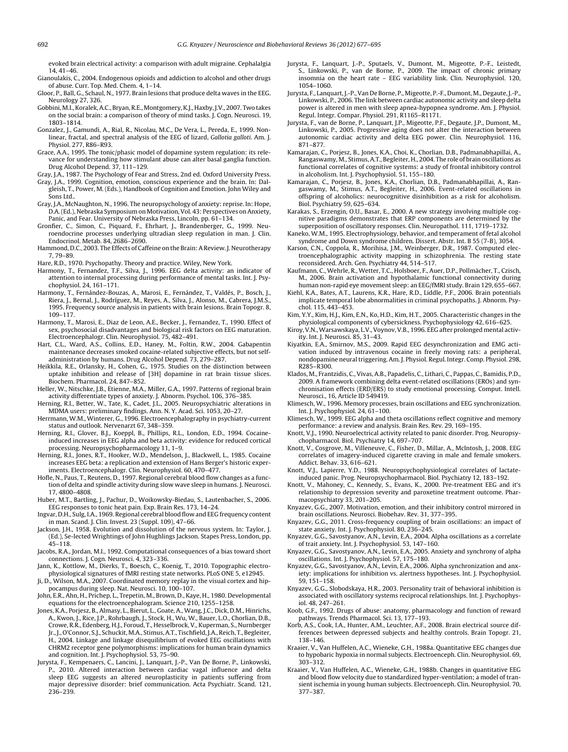evoked brain electrical activity: a comparison with adult migraine. Cephalalgia 14, 41–46.

Gianoulakis, C., 2004. Endogenous opioids and addiction to alcohol and other drugs of abuse. Curr. Top. Med. Chem. 4, 1–14.

Gloor, P., Ball, G., Schaul, N., 1977. Brain lesions that produce delta waves in the EEG. Neurology 27, 326.

Gobbini, M.I., Koralek, A.C., Bryan, R.E., Montgomery, K.J., Haxby, J.V., 2007. Two takes on the social brain: a comparison of theory of mind tasks. J. Cogn. Neurosci. 19, 1803–1814.

Gonzalez, J., Gamundi, A., Rial, R., Nicolau, M.C., De Vera, L., Pereda, E., 1999. Nonlinear, fractal, and spectral analysis of the EEG of lizard, *Gallotia galloti*. Am. J. Physiol. 277, R86–R93.

Grace, A.A., 1995. The tonic/phasic model of dopamine system regulation: its relevance for understanding how stimulant abuse can alter basal ganglia function. Drug Alcohol Depend. 37, 111–129.

Gray, J.A., 1987. The Psychology of Fear and Stress, 2nd ed. Oxford University Press.

Gray, J.A., 1999. Cognition, emotion, conscious experience and the brain. In: Dalgleish, T., Power, M. (Eds.), Handbook of Cognition and Emotion. John Wiley and Sons Ltd..

Gray, J.A., McNaughton, N., 1996. The neuropsychology of anxiety: reprise. In: Hope, D.A. (Ed.), Nebraska Symposium on Motivation, Vol. 43: Perspectives on Anxiety, Panic, and Fear. University of Nebraska Press, Lincoln, pp. 61–134.

Gronfier, C., Simon, C., Piquard, F., Ehrhart, J., Brandenberger, G., 1999. Neuroendocrine processes underlying ultradian sleep regulation in man. J. Clin. Endocrinol. Metab. 84, 2686–2690.

Hammond, D.C., 2003. The Effects of Caffeine on the Brain: A Review. J. Neurotherapy 7, 79–89.

Hare, R.D., 1970. Psychopathy. Theory and practice. Wiley, New York.

Harmony, T., Fernandez, T.F., Silva, J., 1996. EEG delta activity: an indicator of attention to internal processing during performance of mental tasks. Int. J. Psychophysiol. 24, 161–171.

Harmony, T., Fernández-Bouzas, A., Marosi, E., Fernández, T., Valdés, P., Bosch, J., Riera, J., Bernal, J., Rodríguez, M., Reyes, A., Silva, J., Alonso, M., Cabrera, J.M.S., 1995. Frequency source analysis in patients with brain lesions. Brain Topogr. 8, 109–117.

Harmony, T., Marosi, E., Diaz de Leon, A.E., Becker, J., Fernandez, T., 1990. Effect of sex, psychosocial disadvantages and biological risk factors on EEG maturation. Electroencephalogr. Clin. Neurophysiol. 75, 482–491.

Hart, C.L., Ward, A.S., Collins, E.D., Haney, M., Foltin, R.W., 2004. Gabapentin maintenance decreases smoked cocaine-related subjective effects, but not self-administration by humans. Drug Alcohol Depend. 73, 279–287.

Heikkila, R.E., Orlansky, H., Cohen, G., 1975. Studies on the distinction between uptake inhibition and release of [3H] dopamine in rat brain tissue slices. Biochem. Pharmacol. 24, 847–852.

Heller, W., Nitschke, J.B., Etienne, M.A., Miller, G.A., 1997. Patterns of regional brain activity differentiate types of anxiety. J. Abnorm. Psychol. 106, 376–385.

Herning, R.I., Better, W., Tate, K., Cadet, J.L., 2005. Neuropsychiatric alterations in MDMA users: preliminary findings. Ann. N. Y. Acad. Sci. 1053, 20–27.

Herrmann, W.M., Winterer, G., 1996. Electroencephalography in psychiatry-current status and outlook. Nervenarzt 67, 348–359.

Herning, R.I., Glover, B.J., Koeppl, B., Phillips, R.L., London, E.D., 1994. Cocaine-induced increases in EEG alpha and beta activity: evidence for reduced cortical processing. Neuropsychopharmacology 11, 1–9.

Herning, R.I., Jones, R.T., Hooker, W.D., Mendelson, J., Blackwell, L., 1985. Cocaine increases EEG beta: a replication and extension of Hans Berger's historic experiments. Electroencephalogr. Clin. Neurophysiol. 60, 470–477.

Hofle, N., Paus, T., Reutens, D., 1997. Regional cerebral blood flow changes as a function of delta and spindle activity during slow wave sleep in humans. J. Neurosci. 17, 4800–4808.

Huber, M.T., Bartling, J., Pachur, D., Woikowsky-Biedau, S., Lautenbacher, S., 2006. EEG responses to tonic heat pain. Exp. Brain Res. 173, 14–24.

Ingvar, D.H., Sulg, I.A., 1969. Regional cerebral blood flow and EEG frequency content in man. Scand. J. Clin. Invest. 23 (Suppl. 109), 47–66.

Jackson, J.H., 1958. Evolution and dissolution of the nervous system. In: Taylor, J. (Ed.), Se-lected Wrightings of John Hughlings Jackson. Stapes Press, London, pp. 45–118.

Jacobs, R.A., Jordan, M.I., 1992. Computational consequences of a bias toward short connections. J. Cogn. Neurosci. 4, 323–336.

Jann, K., Kottlow, M., Dierks, T., Boesch, C., Koenig, T., 2010. Topographic electrophysiological signatures of fMRI resting state networks. PLoS ONE 5, e12945.

Ji, D., Wilson, M.A., 2007. Coordinated memory replay in the visual cortex and hippocampus during sleep. Nat. Neurosci. 10, 100–107.

John, E.R., Ahn, H., Prichep, L., Trepetin, M., Brown, D., Kaye, H., 1980. Developmental equations for the electroencephalogram. Science 210, 1255–1258.

Jones, K.A., Porjesz, B., Almasy, L., Bierut, L., Goate, A., Wang, J.C., Dick, D.M., Hinrichs, A., Kwon, J., Rice, J.P., Rohrbaugh, J., Stock, H., Wu, W., Bauer, L.O., Chorlian, D.B., Crowe, R.R., Edenberg, H.J., Foroud, T., Hesselbrock, V., Kuperman, S., Nurnberger Jr., J., O'Connor, S.J., Schuckit, M.A., Stimus, A.T., Tischfield, J.A., Reich, T., Begleiter, H., 2004. Linkage and linkage disequilibrium of evoked EEG oscillations with CHRM2 receptor gene polymorphisms: implications for human brain dynamics and cognition. Int. J. Psychophysiol. 53, 75–90.

Jurysta, F., Kempenaers, C., Lancini, J., Lanquart, J.-P., Van De Borne, P., Linkowski, P., 2010. Altered interaction between cardiac vagal influence and delta sleep EEG suggests an altered neuroplasticity in patients suffering from major depressive disorder: brief communication. Acta Psychiatr. Scand. 121, 236–239.

Jurysta, F., Lanquart, J.-P., Sputaels, V., Dumont, M., Migeotte, P.-F., Leistedt, S., Linkowski, P., van de Borne, P., 2009. The impact of chronic primary insomnia on the heart rate – EEG variability link. Clin. Neurophysiol. 120, 1054–1060.

Jurysta, F., Lanquart, J.-P., Van De Borne, P., Migeotte, P.-F., Dumont, M., Degaute, J.-P., Linkowski, P., 2006. The link between cardiac autonomic activity and sleep delta power is altered in men with sleep apnea-hypopnea syndrome. Am. J. Physiol. Regul. Integr. Compar. Physiol. 291, R1165–R1171.

Jurysta, F., van de Borne, P., Lanquart, J.P., Migeotte, P.F., Degaute, J.P., Dumont, M., Linkowski, P., 2005. Progressive aging does not alter the interaction between autonomic cardiac activity and delta EEG power. Clin. Neurophysiol. 116, 871–877.

Kamarajan, C., Porjesz, B., Jones, K.A., Choi, K., Chorlian, D.B., Padmanabhapillai, A., Rangaswamy, M., Stimus, A.T., Begleiter, H., 2004. The role of brain oscillations as functional correlates of cognitive systems: a study of frontal inhibitory control in alcoholism. Int. J. Psychophysiol. 51, 155–180.

Kamarajan, C., Porjesz, B., Jones, K.A., Chorlian, D.B., Padmanabhapillai, A., Rangaswamy, M., Stimus, A.T., Begleiter, H., 2006. Event-related oscillations in offspring of alcoholics: neurocognitive disinhibition as a risk for alcoholism. Biol. Psychiatry 59, 625–634.

Karakas, S., Erzengin, O.U., Basar, E., 2000. A new strategy involving multiple cognitive paradigms demonstrates that ERP components are determined by the superposition of oscillatory responses. Clin. Neuropathol. 111, 1719–1732.

Kaneko, W.M., 1995. Electrophysiology, behavior, and temperament of fetal alcohol syndrome and Down syndrome children. Dissert. Abstr. Int. B 55 (7-B), 3054.

Karson, C.N., Coppola, R., Morihisa, J.M., Weinberger, D.R., 1987. Computed electroencephalographic activity mapping in schizophrenia. The resting state reconsidered. Arch. Gen. Psychiatry 44, 514–517.

Kaufmann, C., Wehrle, R., Wetter, T.C., Holsboer, F., Auer, D.P., Pollmächer, T., Czisch, M., 2006. Brain activation and hypothalamic functional connectivity during human non-rapid eye movement sleep: an EEG/fMRI study. Brain 129, 655–667.

Kiehl, K.A., Bates, A.T., Laurens, K.R., Hare, R.D., Liddle, P.F., 2006. Brain potentials implicate temporal lobe abnormalities in criminal psychopaths. J. Abnorm. Psychol. 115, 443–453.

Kim, Y.Y., Kim, H.J., Kim, E.N., Ko, H.D., Kim, H.T., 2005. Characteristic changes in the physiological components of cybersickness. Psychophysiology 42, 616–625.

Kiroy, V.N., Warsawskaya, L.V., Voynov, V.B., 1996. EEG after prolonged mental activity. Int. J. Neurosci. 85, 31–43.

Kiyatkin, E.A., Smirnov, M.S., 2009. Rapid EEG desynchronization and EMG activation induced by intravenous cocaine in freely moving rats: a peripheral, nondopamine neural triggering. Am. J. Physiol. Regul. Integr. Comp. Physiol. 298, R285–R300.

Klados, M., Frantzidis, C., Vivas, A.B., Papadelis, C., Lithari, C., Pappas, C., Bamidis, P.D., 2009. A framework combining delta event-related oscillations (EROs) and synchronisation effects (ERD/ERS) to study emotional processing. Comput. Intell. Neurosci., 16, Article ID 549419.

Klimesch, W., 1996. Memory processes, brain oscillations and EEG synchronization. Int. J. Psychophysiol. 24, 61–100.

Klimesch, W., 1999. EEG alpha and theta oscillations reflect cognitive and memory performance: a review and analysis. Brain Res. Rev. 29, 169–195.

Knott, V.J., 1990. Neuroelectrical activity related to panic disorder. Prog. Neuropsychopharmacol. Biol. Psychiatry 14, 697–707.

Knott, V., Cosgrove, M., Villeneuve, C., Fisher, D., Millar, A., McIntosh, J., 2008. EEG correlates of imagery-induced cigarette craving in male and female smokers. Addict. Behav. 33, 616–621.

Knott, V.J., Lapierre, Y.D., 1988. Neuropsychophysiological correlates of lactate-induced panic. Prog. Neuropsychopharmacol. Biol. Psychiatry 12, 183–192.

Knott, V., Mahoney, C., Kennedy, S., Evans, K., 2000. Pre-treatment EEG and it's relationship to depression severity and paroxetine treatment outcome. Pharmacopsychiatry 33, 201–205.

Knyazev, G.G., 2007. Motivation, emotion, and their inhibitory control mirrored in brain oscillations. Neurosci. Biobehav. Rev. 31, 377–395.

Knyazev, G.G., 2011. Cross-frequency coupling of brain oscillations: an impact of state anxiety. Int. J. Psychophysiol. 80, 236–245.

Knyazev, G.G., Savostyanov, A.N., Levin, E.A., 2004. Alpha oscillations as a correlate of trait anxiety. Int. J. Psychophysiol. 53, 147–160.

Knyazev, G.G., Savostyanov, A.N., Levin, E.A., 2005. Anxiety and synchrony of alpha oscillations. Int. J. Psychophysiol. 57, 175–180.

Knyazev, G.G., Savostyanov, A.N., Levin, E.A., 2006. Alpha synchronization and anxiety: implications for inhibition vs. alertness hypotheses. Int. J. Psychophysiol. 59, 151–158.

Knyazev, G.G., Slobodskaya, H.R., 2003. Personality trait of behavioral inhibition is associated with oscillatory systems reciprocal relationships. Int. J. Psychophysiol. 48, 247–261.

Koob, G.F., 1992. Drugs of abuse: anatomy, pharmacology and function of reward pathways. Trends Pharmacol. Sci. 13, 177–193.

Korb, A.S., Cook, I.A., Hunter, A.M., Leuchter, A.F., 2008. Brain electrical source differences between depressed subjects and healthy controls. Brain Topogr. 21, 138–146.

Kraaier, V., Van Huffelen, A.C., Wieneke, G.H., 1988a. Quantitative EEG changes due to hypobaric hypoxia in normal subjects. Electroenceph. Clin. Neurophysiol. 69, 303–312.

Kraaier, V., Van Huffelen, A.C., Wieneke, G.H., 1988b. Changes in quantitative EEG and blood flow velocity due to standardized hyper-ventilation; a model of transient ischemia in young human subjects. Electroenceph. Clin. Neurophysiol. 70, 377–387.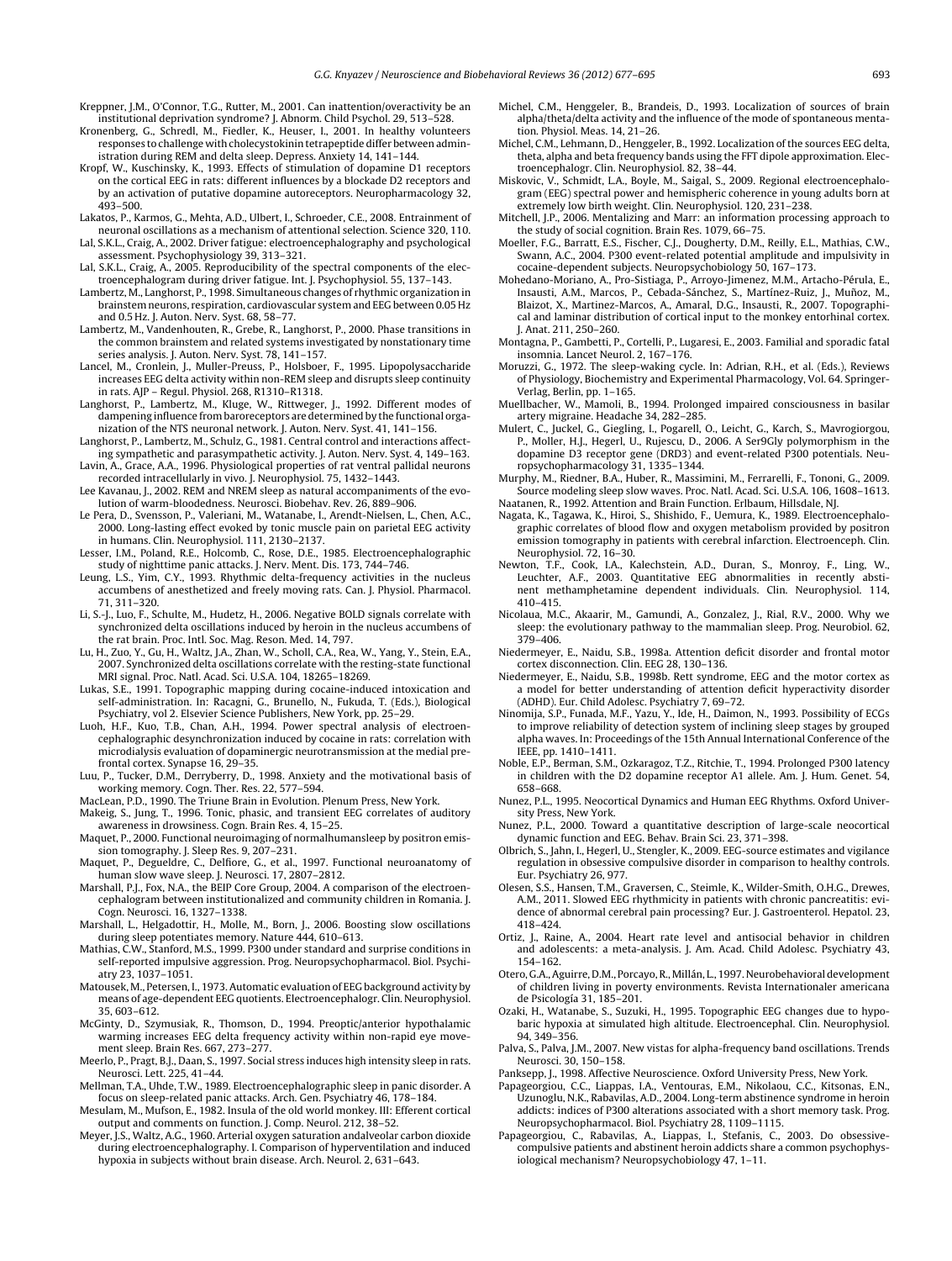Kreppner, J.M., O'Connor, T.G., Rutter, M., 2001. Can inattention/overactivity be an institutional deprivation syndrome? J. Abnorm. Child Psychol. 29, 513–528.

Kronenberg, G., Schredl, M., Fiedler, K., Heuser, I., 2001. In healthy volunteers responses to challenge with cholecystokinin tetrapeptide differ between administration during REM and delta sleep. Depress. Anxiety 14, 141–144.

Kropf, W., Kuschinsky, K., 1993. Effects of stimulation of dopamine D1 receptors on the cortical EEG in rats: different influences by a blockade D2 receptors and by an activation of putative dopamine autoreceptors. Neuropharmacology 32, 493–500.

Lakatos, P., Karmos, G., Mehta, A.D., Ulbert, I., Schroeder, C.E., 2008. Entrainment of neuronal oscillations as a mechanism of attentional selection. Science 320, 110.

Lal, S.K.L., Craig, A., 2002. Driver fatigue: electroencephalography and psychological assessment. Psychophysiology 39, 313–321.

Lal, S.K.L., Craig, A., 2005. Reproducibility of the spectral components of the electroencephalogram during driver fatigue. Int. J. Psychophysiol. 55, 137–143.

Lambertz, M., Langhorst, P., 1998. Simultaneous changes of rhythmic organization in brainstem neurons, respiration, cardiovascular system and EEG between 0.05 Hz and 0.5 Hz. J. Auton. Nerv. Syst. 68, 58–77.

Lambertz, M., Vandenhouten, R., Grebe, R., Langhorst, P., 2000. Phase transitions in the common brainstem and related systems investigated by nonstationary time series analysis. J. Auton. Nerv. Syst. 78, 141–157.

Lancel, M., Cronlein, J., Muller-Preuss, P., Holsboer, F., 1995. Lipopolysaccharide increases EEG delta activity within non-REM sleep and disrupts sleep continuity in rats. AJP – Regul. Physiol. 268, R1310–R1318.

Langhorst, P., Lambertz, M., Kluge, W., Rittweger, J., 1992. Different modes of dampening influence from baroreceptors are determined by the functional organization of the NTS neuronal network. J. Auton. Nerv. Syst. 41, 141–156.

Langhorst, P., Lambertz, M., Schulz, G., 1981. Central control and interactions affecting sympathetic and parasympathetic activity. J. Auton. Nerv. Syst. 4, 149–163.

Lavin, A., Grace, A.A., 1996. Physiological properties of rat ventral pallidal neurons recorded intracellularly in vivo. J. Neurophysiol. 75, 1432–1443.

Lee Kavanau, J., 2002. REM and NREM sleep as natural accompaniments of the evolution of warm-bloodedness. Neurosci. Biobehav. Rev. 26, 889–906.

Le Pera, D., Svensson, P., Valeriani, M., Watanabe, I., Arendt-Nielsen, L., Chen, A.C., 2000. Long-lasting effect evoked by tonic muscle pain on parietal EEG activity in humans. Clin. Neurophysiol. 111, 2130–2137.

Lesser, I.M., Poland, R.E., Holcomb, C., Rose, D.E., 1985. Electroencephalographic study of nighttime panic attacks. J. Nerv. Ment. Dis. 173, 744–746.

Leung, L.S., Yim, C.Y., 1993. Rhythmic delta-frequency activities in the nucleus accumbens of anesthetized and freely moving rats. Can. J. Physiol. Pharmacol. 71, 311–320.

Li, S.-J., Luo, F., Schulte, M., Hudetz, H., 2006. Negative BOLD signals correlate with synchronized delta oscillations induced by heroin in the nucleus accumbens of the rat brain. Proc. Intl. Soc. Mag. Reson. Med. 14, 797.

Lu, H., Zuo, Y., Gu, H., Waltz, J.A., Zhan, W., Scholl, C.A., Rea, W., Yang, Y., Stein, E.A., 2007. Synchronized delta oscillations correlate with the resting-state functional MRI signal. Proc. Natl. Acad. Sci. U.S.A. 104, 18265–18269.

Lukas, S.E., 1991. Topographic mapping during cocaine-induced intoxication and self-administration. In: Racagni, G., Brunello, N., Fukuda, T. (Eds.), Biological Psychiatry, vol 2. Elsevier Science Publishers, New York, pp. 25–29.

Luoh, H.F., Kuo, T.B., Chan, A.H., 1994. Power spectral analysis of electroencephalographic desynchronization induced by cocaine in rats: correlation with microdialysis evaluation of dopaminergic neurotransmission at the medial prefrontal cortex. Synapse 16, 29–35.

Luu, P., Tucker, D.M., Derryberry, D., 1998. Anxiety and the motivational basis of working memory. Cogn. Ther. Res. 22, 577–594.

MacLean, P.D., 1990. The Triune Brain in Evolution. Plenum Press, New York.

Makeig, S., Jung, T., 1996. Tonic, phasic, and transient EEG correlates of auditory awareness in drowsiness. Cogn. Brain Res. 4, 15–25.

Maquet, P., 2000. Functional neuroimaging of normalhumansleep by positron emission tomography. J. Sleep Res. 9, 207–231.

Maquet, P., Degueldre, C., Delfiore, G., et al., 1997. Functional neuroanatomy of human slow wave sleep. J. Neurosci. 17, 2807–2812.

Marshall, P.J., Fox, N.A., the BEIP Core Group, 2004. A comparison of the electroencephalogram between institutionalized and community children in Romania. J. Cogn. Neurosci. 16, 1327–1338.

Marshall, L., Helgadottir, H., Molle, M., Born, J., 2006. Boosting slow oscillations during sleep potentiates memory. Nature 444, 610–613.

Mathias, C.W., Stanford, M.S., 1999. P300 under standard and surprise conditions in self-reported impulsive aggression. Prog. Neuropsychopharmacol. Biol. Psychiatry 23, 1037–1051.

Matousek, M., Petersen, I., 1973. Automatic evaluation of EEG background activity by means of age-dependent EEG quotients. Electroencephalogr. Clin. Neurophysiol. 35, 603–612.

McGinty, D., Szymusiak, R., Thomson, D., 1994. Preoptic/anterior hypothalamic warming increases EEG delta frequency activity within non-rapid eye movement sleep. Brain Res. 667, 273–277.

Meerlo, P., Pragt, B.J., Daan, S., 1997. Social stress induces high intensity sleep in rats. Neurosci. Lett. 225, 41–44.

Mellman, T.A., Uhde, T.W., 1989. Electroencephalographic sleep in panic disorder. A focus on sleep-related panic attacks. Arch. Gen. Psychiatry 46, 178–184.

Mesulam, M., Mufson, E., 1982. Insula of the old world monkey. III: Efferent cortical output and comments on function. J. Comp. Neurol. 212, 38–52.

Meyer, J.S., Waltz, A.G., 1960. Arterial oxygen saturation andalveolar carbon dioxide during electroencephalography. I. Comparison of hyperventilation and induced hypoxia in subjects without brain disease. Arch. Neurol. 2, 631–643.

Michel, C.M., Henggeler, B., Brandeis, D., 1993. Localization of sources of brain alpha/theta/delta activity and the influence of the mode of spontaneous mentation. Physiol. Meas. 14, 21–26.

Michel, C.M., Lehmann, D., Henggeler, B., 1992. Localization of the sources EEG delta, theta, alpha and beta frequency bands using the FFT dipole approximation. Electroencephalogr. Clin. Neurophysiol. 82, 38–44.

Miskovic, V., Schmidt, L.A., Boyle, M., Saigal, S., 2009. Regional electroencephalogram (EEG) spectral power and hemispheric coherence in young adults born at extremely low birth weight. Clin. Neurophysiol. 120, 231–238.

Mitchell, J.P., 2006. Mentalizing and Marr: an information processing approach to the study of social cognition. Brain Res. 1079, 66–75.

Moeller, F.G., Barratt, E.S., Fischer, C.J., Dougherty, D.M., Reilly, E.L., Mathias, C.W., Swann, A.C., 2004. P300 event-related potential amplitude and impulsivity in cocaine-dependent subjects. Neuropsychobiology 50, 167–173.

Mohedano-Moriano, A., Pro-Sistiaga, P., Arroyo-Jimenez, M.M., Artacho-Pérula, E., Insausti, A.M., Marcos, P., Cebada-Sánchez, S., Martínez-Ruiz, J., Muñoz, M., Blaizot, X., Martinez-Marcos, A., Amaral, D.G., Insausti, R., 2007. Topographical and laminar distribution of cortical input to the monkey entorhinal cortex. J. Anat. 211, 250–260.

Montagna, P., Gambetti, P., Cortelli, P., Lugaresi, E., 2003. Familial and sporadic fatal insomnia. Lancet Neurol. 2, 167–176.

Moruzzi, G., 1972. The sleep-waking cycle. In: Adrian, R.H., et al. (Eds.), Reviews of Physiology, Biochemistry and Experimental Pharmacology, Vol. 64. Springer-Verlag, Berlin, pp. 1–165.

Muellbacher, W., Mamoli, B., 1994. Prolonged impaired consciousness in basilar artery migraine. Headache 34, 282–285.

Mulert, C., Juckel, G., Giegling, I., Pogarell, O., Leicht, G., Karch, S., Mavrogiorgou, P., Moller, H.J., Hegerl, U., Rujescu, D., 2006. A Ser9Gly polymorphism in the dopamine D3 receptor gene (DRD3) and event-related P300 potentials. Neuropsychopharmacology 31, 1335–1344.

Murphy, M., Riedner, B.A., Huber, R., Massimini, M., Ferrarelli, F., Tononi, G., 2009. Source modeling sleep slow waves. Proc. Natl. Acad. Sci. U.S.A. 106, 1608–1613.

Naatanen, R., 1992. Attention and Brain Function. Erlbaum, Hillsdale, NJ.

Nagata, K., Tagawa, K., Hiroi, S., Shishido, F., Uemura, K., 1989. Electroencephalographic correlates of blood flow and oxygen metabolism provided by positron emission tomography in patients with cerebral infarction. Electroenceph. Clin. Neurophysiol. 72, 16–30.

Newton, T.F., Cook, I.A., Kalechstein, A.D., Duran, S., Monroy, F., Ling, W., Leuchter, A.F., 2003. Quantitative EEG abnormalities in recently abstinent methamphetamine dependent individuals. Clin. Neurophysiol. 114, 410–415.

Nicolaua, M.C., Akaarir, M., Gamundi, A., Gonzalez, J., Rial, R.V., 2000. Why we sleep: the evolutionary pathway to the mammalian sleep. Prog. Neurobiol. 62, 379–406.

Niedermeyer, E., Naidu, S.B., 1998a. Attention deficit disorder and frontal motor cortex disconnection. Clin. EEG 28, 130–136.

Niedermeyer, E., Naidu, S.B., 1998b. Rett syndrome, EEG and the motor cortex as a model for better understanding of attention deficit hyperactivity disorder (ADHD). Eur. Child Adolesc. Psychiatry 7, 69–72.

Ninomija, S.P., Funada, M.F., Yazu, Y., Ide, H., Daimon, N., 1993. Possibility of ECGs to improve reliability of detection system of inclining sleep stages by grouped alpha waves. In: Proceedings of the 15th Annual International Conference of the IEEE, pp. 1410–1411.

Noble, E.P., Berman, S.M., Ozkaragoz, T.Z., Ritchie, T., 1994. Prolonged P300 latency in children with the D2 dopamine receptor A1 allele. Am. J. Hum. Genet. 54, 658–668.

Nunez, P.L., 1995. Neocortical Dynamics and Human EEG Rhythms. Oxford University Press, New York.

Nunez, P.L., 2000. Toward a quantitative description of large-scale neocortical dynamic function and EEG. Behav. Brain Sci. 23, 371–398.

Olbrich, S., Jahn, I., Hegerl, U., Stengler, K., 2009. EEG-source estimates and vigilance regulation in obsessive compulsive disorder in comparison to healthy controls. Eur. Psychiatry 26, 977.

Olesen, S.S., Hansen, T.M., Graversen, C., Steimle, K., Wilder-Smith, O.H.G., Drewes, A.M., 2011. Slowed EEG rhythmicity in patients with chronic pancreatitis: evidence of abnormal cerebral pain processing? Eur. J. Gastroenterol. Hepatol. 23, 418–424.

Ortiz, J., Raine, A., 2004. Heart rate level and antisocial behavior in children and adolescents: a meta-analysis. J. Am. Acad. Child Adolesc. Psychiatry 43, 154–162.

Otero, G.A., Aguirre, D.M., Porcayo, R., Millán, L., 1997. Neurobehavioral development of children living in poverty environments. Revista Internationaler americana de Psicología 31, 185–201.

Ozaki, H., Watanabe, S., Suzuki, H., 1995. Topographic EEG changes due to hypobaric hypoxia at simulated high altitude. Electroencephal. Clin. Neurophysiol. 94, 349–356.

Palva, S., Palva, J.M., 2007. New vistas for alpha-frequency band oscillations. Trends Neurosci. 30, 150–158.

Panksepp, J., 1998. Affective Neuroscience. Oxford University Press, New York.

Papageorgiou, C.C., Liappas, I.A., Ventouras, E.M., Nikolaou, C.C., Kitsonas, E.N., Uzunoglu, N.K., Rabavilas, A.D., 2004. Long-term abstinence syndrome in heroin addicts: indices of P300 alterations associated with a short memory task. Prog. Neuropsychopharmacol. Biol. Psychiatry 28, 1109–1115.

Papageorgiou, C., Rabavilas, A., Liappas, I., Stefanis, C., 2003. Do obsessive-compulsive patients and abstinent heroin addicts share a common psychophysiological mechanism? Neuropsychobiology 47, 1–11.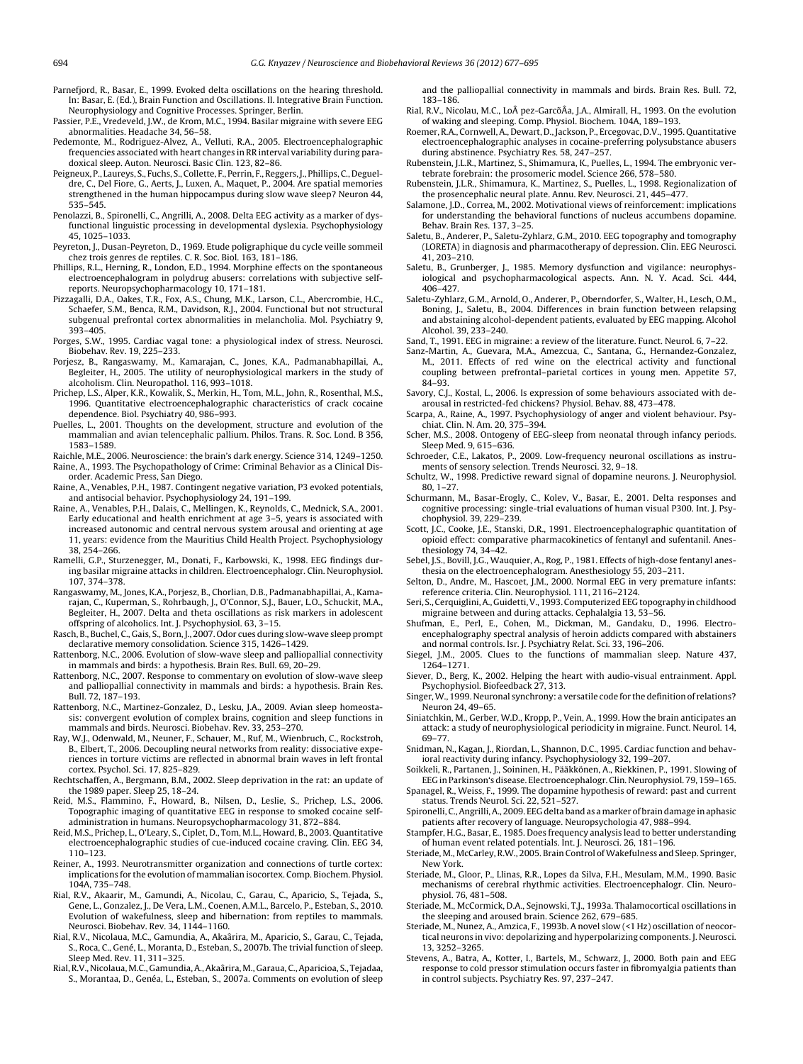Parnefjord, R., Basar, E., 1999. Evoked delta oscillations on the hearing threshold. In: Basar, E. (Ed.), Brain Function and Oscillations. II. Integrative Brain Function. Neurophysiology and Cognitive Processes. Springer, Berlin.

Passier, P.E., Vredeveld, J.W., de Krom, M.C., 1994. Basilar migraine with severe EEG abnormalities. Headache 34, 56–58.

Pedemonte, M., Rodriguez-Alvez, A., Velluti, R.A., 2005. Electroencephalographic frequencies associated with heart changes in RR interval variability during paradoxical sleep. Auton. Neurosci. Basic Clin. 123, 82–86.

Peigneux, P., Laureys, S., Fuchs, S., Collette, F., Perrin, F., Reggers, J., Phillips, C., Degueldre, C., Del Fiore, G., Aerts, J., Luxen, A., Maquet, P., 2004. Are spatial memories strengthened in the human hippocampus during slow wave sleep? Neuron 44, 535–545.

Penolazzi, B., Spironelli, C., Angrilli, A., 2008. Delta EEG activity as a marker of dysfunctional linguistic processing in developmental dyslexia. Psychophysiology 45, 1025–1033.

Peyreton, J., Dusan-Peyreton, D., 1969. Etude poligraphique du cycle veille sommeil chez trois genres de reptiles. C. R. Soc. Biol. 163, 181–186.

Phillips, R.L., Herning, R., London, E.D., 1994. Morphine effects on the spontaneous electroencephalogram in polydrug abusers: correlations with subjective self-reports. Neuropsychopharmacology 10, 171–181.

Pizzagalli, D.A., Oakes, T.R., Fox, A.S., Chung, M.K., Larson, C.L., Abercrombie, H.C., Schaefer, S.M., Benca, R.M., Davidson, R.J., 2004. Functional but not structural subgenual prefrontal cortex abnormalities in melancholia. Mol. Psychiatry 9, 393–405.

Porges, S.W., 1995. Cardiac vagal tone: a physiological index of stress. Neurosci. Biobehav. Rev. 19, 225–233.

Porjesz, B., Rangaswamy, M., Kamarajan, C., Jones, K.A., Padmanabhapillai, A., Begleiter, H., 2005. The utility of neurophysiological markers in the study of alcoholism. Clin. Neuropathol. 116, 993–1018.

Prichep, L.S., Alper, K.R., Kowalik, S., Merkin, H., Tom, M.L., John, R., Rosenthal, M.S., 1996. Quantitative electroencephalographic characteristics of crack cocaine dependence. Biol. Psychiatry 40, 986–993.

Puelles, L., 2001. Thoughts on the development, structure and evolution of the mammalian and avian telencephalic pallium. Philos. Trans. R. Soc. Lond. B 356, 1583–1589.

Raichle, M.E., 2006. Neuroscience: the brain's dark energy. Science 314, 1249–1250.

Raine, A., 1993. The Psychopathology of Crime: Criminal Behavior as a Clinical Disorder. Academic Press, San Diego.

Raine, A., Venables, P.H., 1987. Contingent negative variation, P3 evoked potentials, and antisocial behavior. Psychophysiology 24, 191–199.

Raine, A., Venables, P.H., Dalais, C., Mellingen, K., Reynolds, C., Mednick, S.A., 2001. Early educational and health enrichment at age 3–5, years is associated with increased autonomic and central nervous system arousal and orienting at age 11, years: evidence from the Mauritius Child Health Project. Psychophysiology 38, 254–266.

Ramelli, G.P., Sturzenegger, M., Donati, F., Karbowski, K., 1998. EEG findings during basilar migraine attacks in children. Electroencephalogr. Clin. Neurophysiol. 107, 374–378.

Rangaswamy, M., Jones, K.A., Porjesz, B., Chorlian, D.B., Padmanabhapillai, A., Kamarajan, C., Kuperman, S., Rohrbaugh, J., O'Connor, S.J., Bauer, L.O., Schuckit, M.A., Begleiter, H., 2007. Delta and theta oscillations as risk markers in adolescent offspring of alcoholics. Int. J. Psychophysiol. 63, 3–15.

Rasch, B., Buchel, C., Gais, S., Born, J., 2007. Odor cues during slow-wave sleep prompt declarative memory consolidation. Science 315, 1426–1429.

Rattenborg, N.C., 2006. Evolution of slow-wave sleep and palliopallial connectivity in mammals and birds: a hypothesis. Brain Res. Bull. 69, 20–29.

Rattenborg, N.C., 2007. Response to commentary on evolution of slow-wave sleep and palliopallial connectivity in mammals and birds: a hypothesis. Brain Res. Bull. 72, 187–193.

Rattenborg, N.C., Martinez-Gonzalez, D., Lesku, J.A., 2009. Avian sleep homeostasis: convergent evolution of complex brains, cognition and sleep functions in mammals and birds. Neurosci. Biobehav. Rev. 33, 253–270.

Ray, W.J., Odenwald, M., Neuner, F., Schauer, M., Ruf, M., Wienbruch, C., Rockstroh, B., Elbert, T., 2006. Decoupling neural networks from reality: dissociative experiences in torture victims are reflected in abnormal brain waves in left frontal cortex. Psychol. Sci. 17, 825–829.

Rechtschaffen, A., Bergmann, B.M., 2002. Sleep deprivation in the rat: an update of the 1989 paper. Sleep 25, 18–24.

Reid, M.S., Flammino, F., Howard, B., Nilsen, D., Leslie, S., Prichep, L.S., 2006. Topographic imaging of quantitative EEG in response to smoked cocaine self-administration in humans. Neuropsychopharmacology 31, 872–884.

Reid, M.S., Prichep, L.S., O'Leary, S., Ciplet, D., Tom, M.L., Howard, B., 2003. Quantitative electroencephalographic studies of cue-induced cocaine craving. Clin. EEG 34, 110–123.

Reiner, A., 1993. Neurotransmitter organization and connections of turtle cortex: implications for the evolution of mammalian isocortex. Comp. Biochem. Physiol. 104A, 735–748.

Rial, R.V., Akaarir, M., Gamundi, A., Nicolau, C., Garau, C., Aparicio, S., Tejada, S., Gene, L., Gonzalez, J., De Vera, L.M., Coenen, A.M.L., Barcelo, P., Esteban, S., 2010. Evolution of wakefulness, sleep and hibernation: from reptiles to mammals. Neurosci. Biobehav. Rev. 34, 1144–1160.

Rial, R.V., Nicolaua, M.C., Gamundia, A., Akaârira, M., Aparicio, S., Garau, C., Tejada, S., Roca, C., Gené, L., Moranta, D., Esteban, S., 2007b. The trivial function of sleep. Sleep Med. Rev. 11, 311–325.

Rial, R.V., Nicolaua, M.C., Gamundia, A., Akaârira, M., Garaua, C., Aparicioa, S., Tejadaa, S., Morantaa, D., Genéa, L., Esteban, S., 2007a. Comments on evolution of sleep and the palliopallial connectivity in mammals and birds. Brain Res. Bull. 72, 183–186.

Rial, R.V., Nicolau, M.C., LoÂ pez-GarcõÂa, J.A., Almirall, H., 1993. On the evolution of waking and sleeping. Comp. Physiol. Biochem. 104A, 189–193.

Roemer, R.A., Cornwell, A., Dewart, D., Jackson, P., Ercegovac, D.V., 1995. Quantitative electroencephalographic analyses in cocaine-preferring polysubstance abusers during abstinence. Psychiatry Res. 58, 247–257.

Rubenstein, J.L.R., Martinez, S., Shimamura, K., Puelles, L., 1994. The embryonic vertebrate forebrain: the prosomeric model. Science 266, 578–580.

Rubenstein, J.L.R., Shimamura, K., Martinez, S., Puelles, L., 1998. Regionalization of the prosencephalic neural plate. Annu. Rev. Neurosci. 21, 445–477.

Salamone, J.D., Correa, M., 2002. Motivational views of reinforcement: implications for understanding the behavioral functions of nucleus accumbens dopamine. Behav. Brain Res. 137, 3–25.

Saletu, B., Anderer, P., Saletu-Zyhlarz, G.M., 2010. EEG topography and tomography (LORETA) in diagnosis and pharmacotherapy of depression. Clin. EEG Neurosci. 41, 203–210.

Saletu, B., Grunberger, J., 1985. Memory dysfunction and vigilance: neurophysiological and psychopharmacological aspects. Ann. N. Y. Acad. Sci. 444, 406–427.

Saletu-Zyhlarz, G.M., Arnold, O., Anderer, P., Oberndorfer, S., Walter, H., Lesch, O.M., Boning, J., Saletu, B., 2004. Differences in brain function between relapsing and abstaining alcohol-dependent patients, evaluated by EEG mapping. Alcohol Alcohol. 39, 233–240.

Sand, T., 1991. EEG in migraine: a review of the literature. Funct. Neurol. 6, 7–22.

Sanz-Martin, A., Guevara, M.A., Amezcua, C., Santana, G., Hernandez-Gonzalez, M., 2011. Effects of red wine on the electrical activity and functional coupling between prefrontal–parietal cortices in young men. Appetite 57, 84–93.

Savory, C.J., Kostal, L., 2006. Is expression of some behaviours associated with de-arousal in restricted-fed chickens? Physiol. Behav. 88, 473–478.

Scarpa, A., Raine, A., 1997. Psychophysiology of anger and violent behaviour. Psychiat. Clin. N. Am. 20, 375–394.

Scher, M.S., 2008. Ontogeny of EEG-sleep from neonatal through infancy periods. Sleep Med. 9, 615–636.

Schroeder, C.E., Lakatos, P., 2009. Low-frequency neuronal oscillations as instruments of sensory selection. Trends Neurosci. 32, 9–18.

Schultz, W., 1998. Predictive reward signal of dopamine neurons. J. Neurophysiol. 80, 1–27.

Schurmann, M., Basar-Erogly, C., Kolev, V., Basar, E., 2001. Delta responses and cognitive processing: single-trial evaluations of human visual P300. Int. J. Psychophysiol. 39, 229–239.

Scott, J.C., Cooke, J.E., Stanski, D.R., 1991. Electroencephalographic quantitation of opioid effect: comparative pharmacokinetics of fentanyl and sufentanil. Anesthesiology 74, 34–42.

Sebel, J.S., Bovill, J.G., Wauquier, A., Rog, P., 1981. Effects of high-dose fentanyl anesthesia on the electroencephalogram. Anesthesiology 55, 203–211.

Selton, D., Andre, M., Hascoet, J.M., 2000. Normal EEG in very premature infants: reference criteria. Clin. Neurophysiol. 111, 2116–2124.

Seri, S., Cerquiglini, A., Guidetti, V., 1993. Computerized EEG topography in childhood migraine between and during attacks. Cephalalgia 13, 53–56.

Shufman, E., Perl, E., Cohen, M., Dickman, M., Gandaku, D., 1996. Electroencephalography spectral analysis of heroin addicts compared with abstainers and normal controls. Isr. J. Psychiatry Relat. Sci. 33, 196–206.

Siegel, J.M., 2005. Clues to the functions of mammalian sleep. Nature 437, 1264–1271.

Siever, D., Berg, K., 2002. Helping the heart with audio-visual entrainment. Appl. Psychophysiol. Biofeedback 27, 313.

Singer, W., 1999. Neuronal synchrony: a versatile code for the definition of relations? Neuron 24, 49–65.

Siniatchkin, M., Gerber, W.D., Kropp, P., Vein, A., 1999. How the brain anticipates an attack: a study of neurophysiological periodicity in migraine. Funct. Neurol. 14, 69–77.

Snidman, N., Kagan, J., Riordan, L., Shannon, D.C., 1995. Cardiac function and behavioral reactivity during infancy. Psychophysiology 32, 199–207.

Soikkeli, R., Partanen, J., Soininen, H., Pääkkönen, A., Riekkinen, P., 1991. Slowing of EEG in Parkinson's disease. Electroencephalogr. Clin. Neurophysiol. 79, 159–165.

Spanagel, R., Weiss, F., 1999. The dopamine hypothesis of reward: past and current status. Trends Neurol. Sci. 22, 521–527.

Spironelli, C., Angrilli, A., 2009. EEG delta band as a marker of brain damage in aphasic patients after recovery of language. Neuropsychologia 47, 988–994.

Stampfer, H.G., Basar, E., 1985. Does frequency analysis lead to better understanding of human event related potentials. Int. J. Neurosci. 26, 181–196.

Steriade, M., McCarley, R.W., 2005. Brain Control of Wakefulness and Sleep. Springer, New York.

Steriade, M., Gloor, P., Llinas, R.R., Lopes da Silva, F.H., Mesulam, M.M., 1990. Basic mechanisms of cerebral rhythmic activities. Electroencephalogr. Clin. Neurophysiol. 76, 481–508.

Steriade, M., McCormick, D.A., Sejnowski, T.J., 1993a. Thalamocortical oscillations in the sleeping and aroused brain. Science 262, 679–685.

Steriade, M., Nunez, A., Amzica, F., 1993b. A novel slow (<1 Hz) oscillation of neocortical neurons in vivo: depolarizing and hyperpolarizing components. J. Neurosci. 13, 3252–3265.

Stevens, A., Batra, A., Kotter, I., Bartels, M., Schwarz, J., 2000. Both pain and EEG response to cold pressor stimulation occurs faster in fibromyalgia patients than in control subjects. Psychiatry Res. 97, 237–247.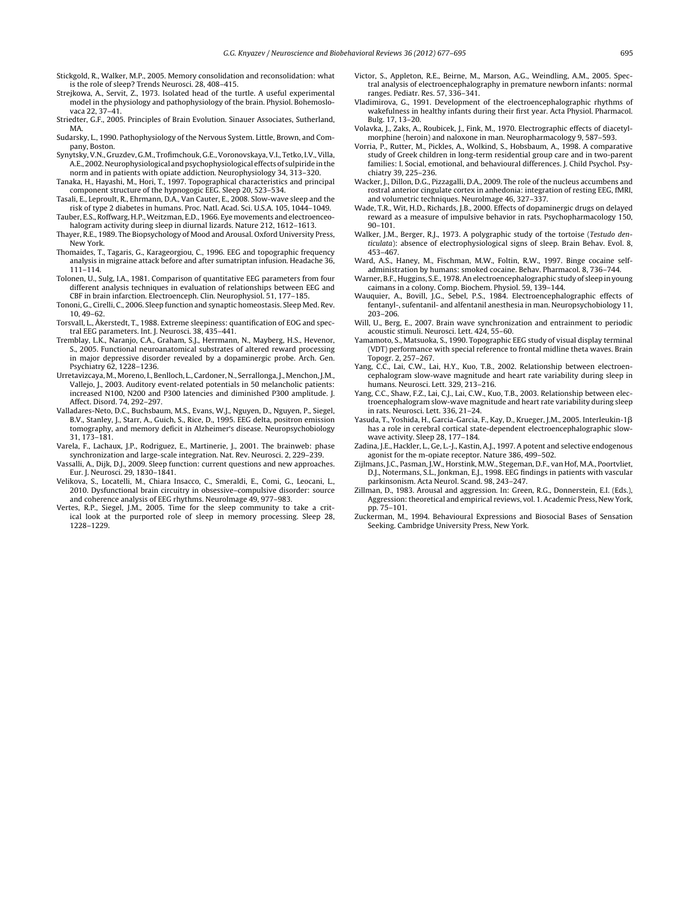Stickgold, R., Walker, M.P., 2005. Memory consolidation and reconsolidation: what is the role of sleep? Trends Neurosci. 28, 408–415.

Strejkowa, A., Servit, Z., 1973. Isolated head of the turtle. A useful experimental model in the physiology and pathophysiology of the brain. Physiol. Bohemoslovaca 22, 37–41.

Striedter, G.F., 2005. Principles of Brain Evolution. Sinauer Associates, Sutherland, MA.

Sudarsky, L., 1990. Pathophysiology of the Nervous System. Little, Brown, and Company, Boston.

Synytsky, V.N., Gruzdev, G.M., Trofimchouk, G.E., Voronovskaya, V.I., Tetko, I.V., Villa, A.E., 2002. Neurophysiological and psychophysiological effects of sulpiride in the norm and in patients with opiate addiction. Neurophysiology 34, 313–320.

Tanaka, H., Hayashi, M., Hori, T., 1997. Topographical characteristics and principal component structure of the hypnogogic EEG. Sleep 20, 523–534.

Tasali, E., Leproult, R., Ehrmann, D.A., Van Cauter, E., 2008. Slow-wave sleep and the risk of type 2 diabetes in humans. Proc. Natl. Acad. Sci. U.S.A. 105, 1044–1049.

Tauber, E.S., Roffwarg, H.P., Weitzman, E.D., 1966. Eye movements and electroencephalogram activity during sleep in diurnal lizards. Nature 212, 1612–1613.

Thayer, R.E., 1989. The Biopsychology of Mood and Arousal. Oxford University Press, New York.

Thomaides, T., Tagaris, G., Karageorgiou, C., 1996. EEG and topographic frequency analysis in migraine attack before and after sumatriptan infusion. Headache 36, 111–114.

Tolonen, U., Sulg, I.A., 1981. Comparison of quantitative EEG parameters from four different analysis techniques in evaluation of relationships between EEG and CBF in brain infarction. Electroenceph. Clin. Neurophysiol. 51, 177–185.

Tononi, G., Cirelli, C., 2006. Sleep function and synaptic homeostasis. Sleep Med. Rev. 10, 49–62.

Torsvall, L., Åkerstedt, T., 1988. Extreme sleepiness: quantification of EOG and spectral EEG parameters. Int. J. Neurosci. 38, 435–441.

Tremblay, L.K., Naranjo, C.A., Graham, S.J., Herrmann, N., Mayberg, H.S., Hevenor, S., 2005. Functional neuroanatomical substrates of altered reward processing in major depressive disorder revealed by a dopaminergic probe. Arch. Gen. Psychiatry 62, 1228–1236.

Urretavizcaya, M., Moreno, I., Benlloch, L., Cardoner, N., Serrallonga, J., Menchon, J.M., Vallejo, J., 2003. Auditory event-related potentials in 50 melancholic patients: increased N100, N200 and P300 latencies and diminished P300 amplitude. J. Affect. Disord. 74, 292–297.

Valladares-Neto, D.C., Buchsbaum, M.S., Evans, W.J., Nguyen, D., Nguyen, P., Siegel, B.V., Stanley, J., Starr, A., Guich, S., Rice, D., 1995. EEG delta, positron emission tomography, and memory deficit in Alzheimer's disease. Neuropsychobiology 31, 173–181.

Varela, F., Lachaux, J.P., Rodriguez, E., Martinerie, J., 2001. The brainweb: phase synchronization and large-scale integration. Nat. Rev. Neurosci. 2, 229–239.

Vassalli, A., Dijk, D.J., 2009. Sleep function: current questions and new approaches. Eur. J. Neurosci. 29, 1830–1841.

Velikova, S., Locatelli, M., Chiara Insacco, C., Smeraldi, E., Comi, G., Leocani, L., 2010. Dysfunctional brain circuitry in obsessive–compulsive disorder: source and coherence analysis of EEG rhythms. NeuroImage 49, 977–983.

Vertes, R.P., Siegel, J.M., 2005. Time for the sleep community to take a critical look at the purported role of sleep in memory processing. Sleep 28, 1228–1229.

Victor, S., Appleton, R.E., Beirne, M., Marson, A.G., Weindling, A.M., 2005. Spectral analysis of electroencephalography in premature newborn infants: normal ranges. Pediatr. Res. 57, 336–341.

Vladimirova, G., 1991. Development of the electroencephalographic rhythms of wakefulness in healthy infants during their first year. Acta Physiol. Pharmacol. Bulg. 17, 13–20.

Volavka, J., Zaks, A., Roubicek, J., Fink, M., 1970. Electrographic effects of diacetylmorphine (heroin) and naloxone in man. Neuropharmacology 9, 587–593.

Vorria, P., Rutter, M., Pickles, A., Wolkind, S., Hobsbaum, A., 1998. A comparative study of Greek children in long-term residential group care and in two-parent families: I. Social, emotional, and behavioural differences. J. Child Psychol. Psychiatry 39, 225–236.

Wacker, J., Dillon, D.G., Pizzagalli, D.A., 2009. The role of the nucleus accumbens and rostral anterior cingulate cortex in anhedonia: integration of resting EEG, fMRI, and volumetric techniques. NeuroImage 46, 327–337.

Wade, T.R., Wit, H.D., Richards, J.B., 2000. Effects of dopaminergic drugs on delayed reward as a measure of impulsive behavior in rats. Psychopharmacology 150, 90–101.

Walker, J.M., Berger, R.J., 1973. A polygraphic study of the tortoise (*Testudo denticulata*): absence of electrophysiological signs of sleep. Brain Behav. Evol. 8, 453–467.

Ward, A.S., Haney, M., Fischman, M.W., Foltin, R.W., 1997. Binge cocaine self-administration by humans: smoked cocaine. Behav. Pharmacol. 8, 736–744.

Warner, B.F., Huggins, S.E., 1978. An electroencephalographic study of sleep in young caimans in a colony. Comp. Biochem. Physiol. 59, 139–144.

Wauquier, A., Bovill, J.G., Sebel, P.S., 1984. Electroencephalographic effects of fentanyl-, sufentanil- and alfentanil anesthesia in man. Neuropsychobiology 11, 203–206.

Will, U., Berg, E., 2007. Brain wave synchronization and entrainment to periodic acoustic stimuli. Neurosci. Lett. 424, 55–60.

Yamamoto, S., Matsuoka, S., 1990. Topographic EEG study of visual display terminal (VDT) performance with special reference to frontal midline theta waves. Brain Topogr. 2, 257–267.

Yang, C.C., Lai, C.W., Lai, H.Y., Kuo, T.B., 2002. Relationship between electroencephalogram slow-wave magnitude and heart rate variability during sleep in humans. Neurosci. Lett. 329, 213–216.

Yang, C.C., Shaw, F.Z., Lai, C.J., Lai, C.W., Kuo, T.B., 2003. Relationship between electroencephalogram slow-wave magnitude and heart rate variability during sleep in rats. Neurosci. Lett. 336, 21–24.

Yasuda, T., Yoshida, H., Garcia-Garcia, F., Kay, D., Krueger, J.M., 2005. Interleukin-1β has a role in cerebral cortical state-dependent electroencephalographic slow-wave activity. Sleep 28, 177–184.

Zadina, J.E., Hackler, L., Ge, L.-J., Kastin, A.J., 1997. A potent and selective endogenous agonist for the m-opiate receptor. Nature 386, 499–502.

Zijlmans, J.C., Pasman, J.W., Horstink, M.W., Stegeman, D.F., van Hof, M.A., Poortvliet, D.J., Notermans, S.L., Jonkman, E.J., 1998. EEG findings in patients with vascular parkinsonism. Acta Neurol. Scand. 98, 243–247.

Zillman, D., 1983. Arousal and aggression. In: Green, R.G., Donnerstein, E.I. (Eds.), Aggression: theoretical and empirical reviews, vol. 1. Academic Press, New York, pp. 75–101.

Zuckerman, M., 1994. Behavioural Expressions and Biosocial Bases of Sensation Seeking. Cambridge University Press, New York.